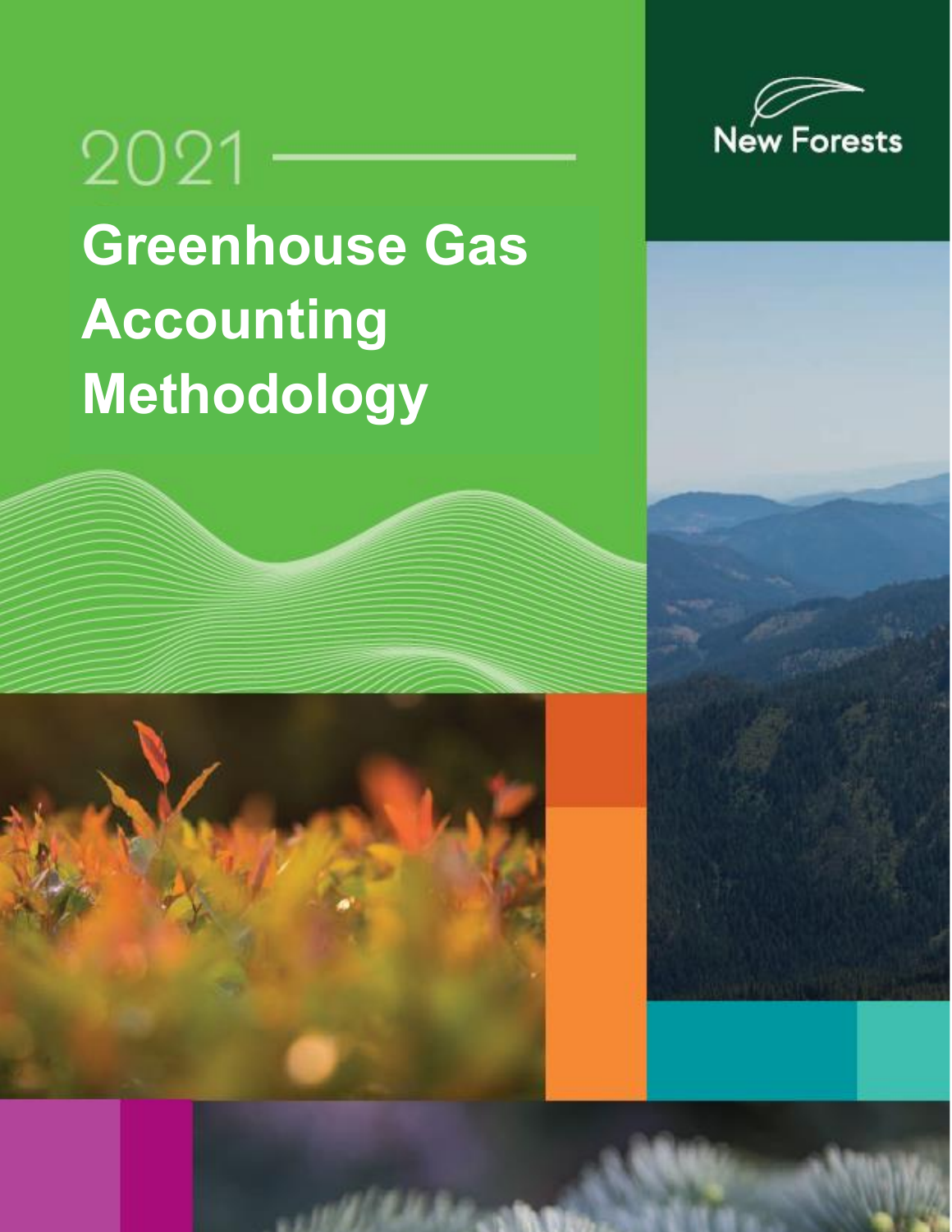New Forests

2021

# Greenhouse Gas Accounting Methodology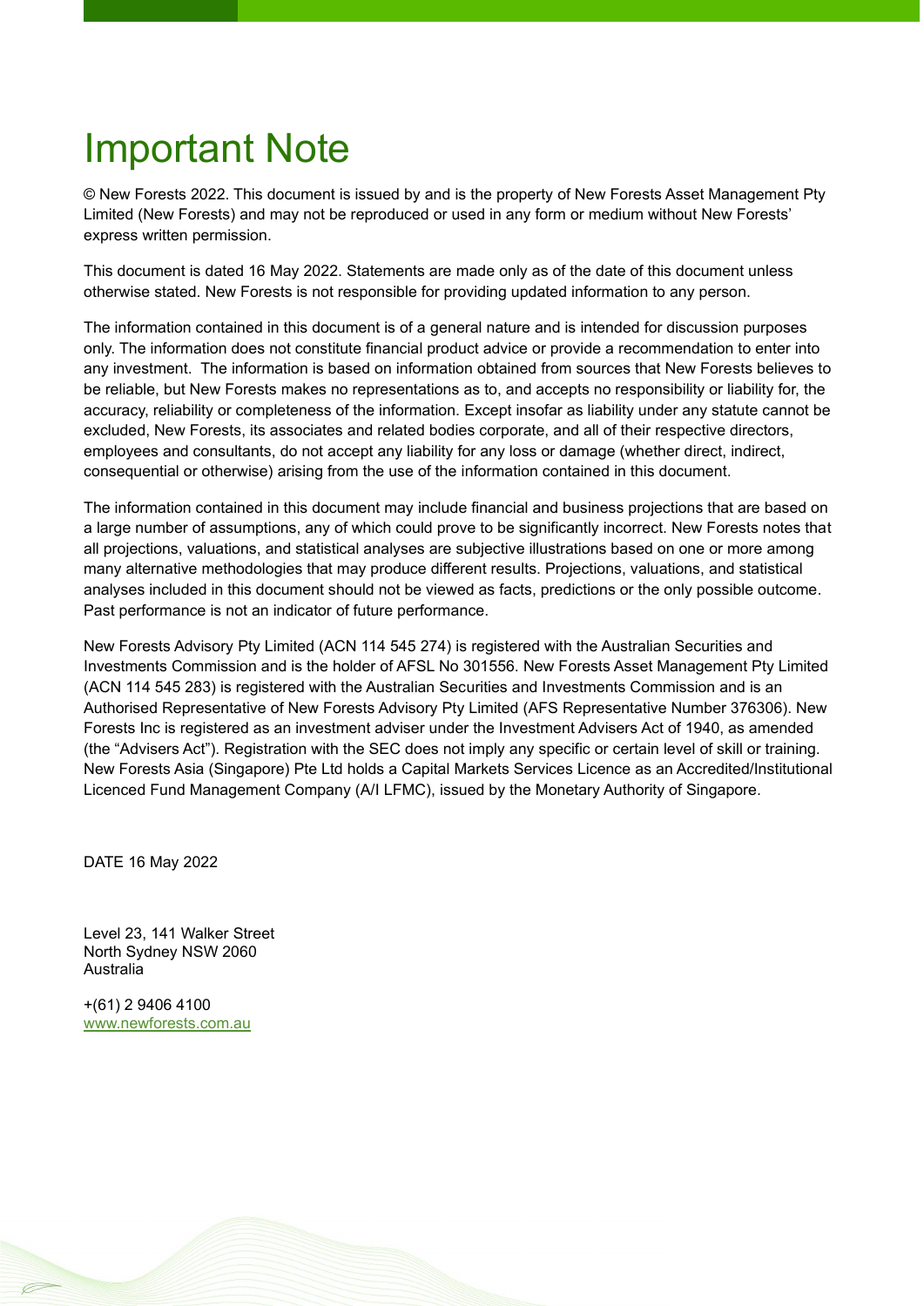# Important Note

© New Forests 2022. This document is issued by and is the property of New Forests Asset Management Pty Limited (New Forests) and may not be reproduced or used in any form or medium without New Forests' express written permission.

This document is dated 16 May 2022. Statements are made only as of the date of this document unless otherwise stated. New Forests is not responsible for providing updated information to any person.

The information contained in this document is of a general nature and is intended for discussion purposes only. The information does not constitute financial product advice or provide a recommendation to enter into any investment. The information is based on information obtained from sources that New Forests believes to be reliable, but New Forests makes no representations as to, and accepts no responsibility or liability for, the accuracy, reliability or completeness of the information. Except insofar as liability under any statute cannot be excluded, New Forests, its associates and related bodies corporate, and all of their respective directors, employees and consultants, do not accept any liability for any loss or damage (whether direct, indirect, consequential or otherwise) arising from the use of the information contained in this document.

The information contained in this document may include financial and business projections that are based on a large number of assumptions, any of which could prove to be significantly incorrect. New Forests notes that all projections, valuations, and statistical analyses are subjective illustrations based on one or more among many alternative methodologies that may produce different results. Projections, valuations, and statistical analyses included in this document should not be viewed as facts, predictions or the only possible outcome. Past performance is not an indicator of future performance.

New Forests Advisory Pty Limited (ACN 114 545 274) is registered with the Australian Securities and Investments Commission and is the holder of AFSL No 301556. New Forests Asset Management Pty Limited (ACN 114 545 283) is registered with the Australian Securities and Investments Commission and is an Authorised Representative of New Forests Advisory Pty Limited (AFS Representative Number 376306). New Forests Inc is registered as an investment adviser under the Investment Advisers Act of 1940, as amended (the "Advisers Act"). Registration with the SEC does not imply any specific or certain level of skill or training. New Forests Asia (Singapore) Pte Ltd holds a Capital Markets Services Licence as an Accredited/Institutional Licenced Fund Management Company (A/I LFMC), issued by the Monetary Authority of Singapore.

DATE 16 May 2022

Level 23, 141 Walker Street
North Sydney NSW 2060
Australia

+(61) 2 9406 4100
www.newforests.com.au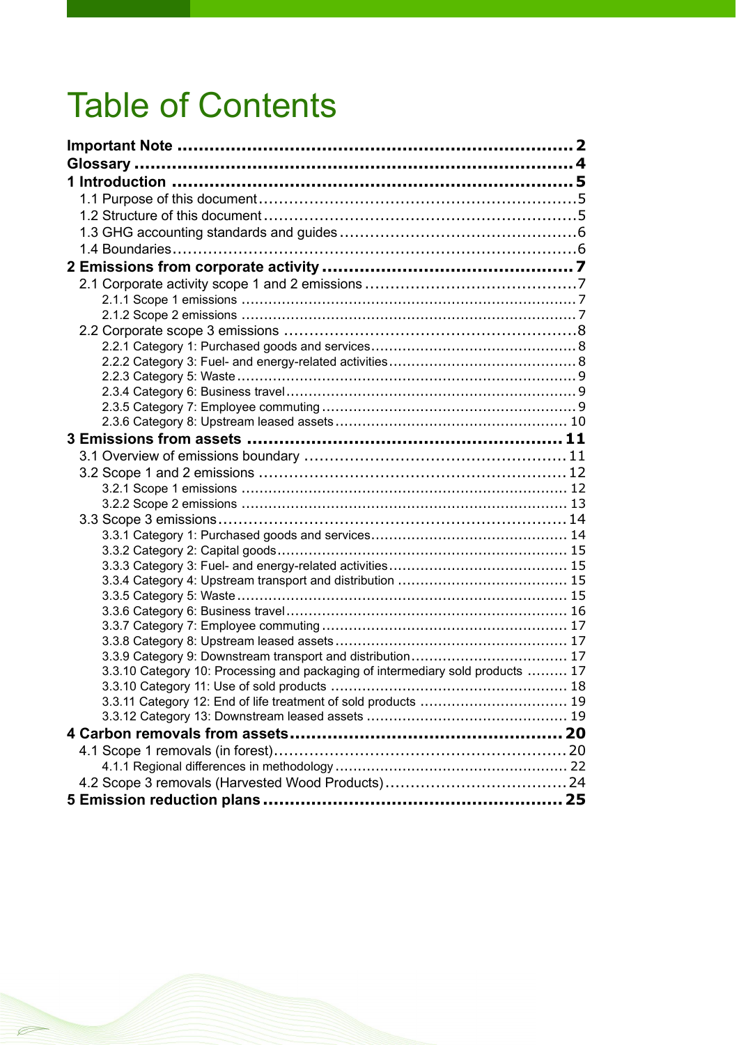# Table of Contents

**Important Note** ........................................................................ **2**
**Glossary** .................................................................................. **4**
**1 Introduction** .......................................................................... **5**
- 1.1 Purpose of this document ............................................................. 5
- 1.2 Structure of this document ............................................................ 5
- 1.3 GHG accounting standards and guides ............................................... 6
- 1.4 Boundaries ................................................................................ 6

**2 Emissions from corporate activity** ............................................... **7**
- 2.1 Corporate activity scope 1 and 2 emissions ......................................... 7
  - 2.1.1 Scope 1 emissions ........................................................................ 7
  - 2.1.2 Scope 2 emissions ........................................................................ 7
- 2.2 Corporate scope 3 emissions ........................................................... 8
  - 2.2.1 Category 1: Purchased goods and services ............................................. 8
  - 2.2.2 Category 3: Fuel- and energy-related activities ........................................ 8
  - 2.2.3 Category 5: Waste ......................................................................... 9
  - 2.3.4 Category 6: Business travel ............................................................... 9
  - 2.3.5 Category 7: Employee commuting ........................................................ 9
  - 2.3.6 Category 8: Upstream leased assets ...................................................... 10

**3 Emissions from assets** .............................................................. **11**
- 3.1 Overview of emissions boundary ....................................................... 11
- 3.2 Scope 1 and 2 emissions ................................................................ 12
  - 3.2.1 Scope 1 emissions ........................................................................ 12
  - 3.2.2 Scope 2 emissions ........................................................................ 13
- 3.3 Scope 3 emissions ........................................................................ 14
  - 3.3.1 Category 1: Purchased goods and services ............................................. 14
  - 3.3.2 Category 2: Capital goods ................................................................. 15
  - 3.3.3 Category 3: Fuel- and energy-related activities ........................................ 15
  - 3.3.4 Category 4: Upstream transport and distribution ...................................... 15
  - 3.3.5 Category 5: Waste ......................................................................... 15
  - 3.3.6 Category 6: Business travel ............................................................... 16
  - 3.3.7 Category 7: Employee commuting ........................................................ 17
  - 3.3.8 Category 8: Upstream leased assets ...................................................... 17
  - 3.3.9 Category 9: Downstream transport and distribution ................................... 17
  - 3.3.10 Category 10: Processing and packaging of intermediary sold products ......... 17
  - 3.3.10 Category 11: Use of sold products ..................................................... 18
  - 3.3.11 Category 12: End of life treatment of sold products ................................. 19
  - 3.3.12 Category 13: Downstream leased assets ............................................... 19

**4 Carbon removals from assets** ..................................................... **20**
- 4.1 Scope 1 removals (in forest) ........................................................... 20
  - 4.1.1 Regional differences in methodology ................................................... 22
- 4.2 Scope 3 removals (Harvested Wood Products) ...................................... 24

**5 Emission reduction plans** ........................................................... **25**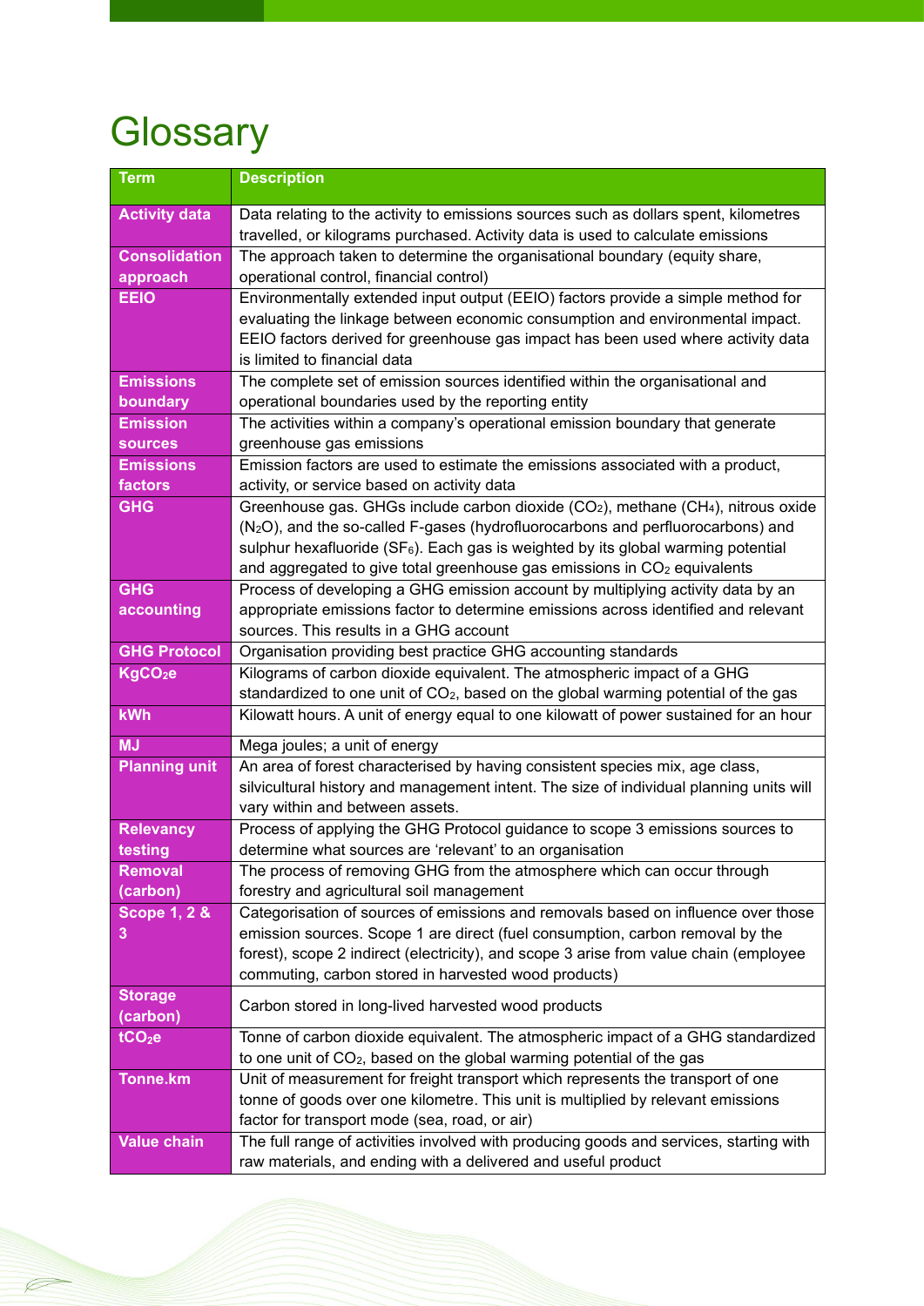# Glossary

| Term | Description |
|---|---|
| **Activity data** | Data relating to the activity to emissions sources such as dollars spent, kilometres travelled, or kilograms purchased. Activity data is used to calculate emissions |
| **Consolidation approach** | The approach taken to determine the organisational boundary (equity share, operational control, financial control) |
| **EEIO** | Environmentally extended input output (EEIO) factors provide a simple method for evaluating the linkage between economic consumption and environmental impact. EEIO factors derived for greenhouse gas impact has been used where activity data is limited to financial data |
| **Emissions boundary** | The complete set of emission sources identified within the organisational and operational boundaries used by the reporting entity |
| **Emission sources** | The activities within a company's operational emission boundary that generate greenhouse gas emissions |
| **Emissions factors** | Emission factors are used to estimate the emissions associated with a product, activity, or service based on activity data |
| **GHG** | Greenhouse gas. GHGs include carbon dioxide ($CO_2$), methane ($CH_4$), nitrous oxide ($N_2O$), and the so-called F-gases (hydrofluorocarbons and perfluorocarbons) and sulphur hexafluoride ($SF_6$). Each gas is weighted by its global warming potential and aggregated to give total greenhouse gas emissions in $CO_2$ equivalents |
| **GHG accounting** | Process of developing a GHG emission account by multiplying activity data by an appropriate emissions factor to determine emissions across identified and relevant sources. This results in a GHG account |
| **GHG Protocol** | Organisation providing best practice GHG accounting standards |
| **$KgCO_2e$** | Kilograms of carbon dioxide equivalent. The atmospheric impact of a GHG standardized to one unit of $CO_2$, based on the global warming potential of the gas |
| **kWh** | Kilowatt hours. A unit of energy equal to one kilowatt of power sustained for an hour |
| **MJ** | Mega joules; a unit of energy |
| **Planning unit** | An area of forest characterised by having consistent species mix, age class, silvicultural history and management intent. The size of individual planning units will vary within and between assets. |
| **Relevancy testing** | Process of applying the GHG Protocol guidance to scope 3 emissions sources to determine what sources are 'relevant' to an organisation |
| **Removal (carbon)** | The process of removing GHG from the atmosphere which can occur through forestry and agricultural soil management |
| **Scope 1, 2 & 3** | Categorisation of sources of emissions and removals based on influence over those emission sources. Scope 1 are direct (fuel consumption, carbon removal by the forest), scope 2 indirect (electricity), and scope 3 arise from value chain (employee commuting, carbon stored in harvested wood products) |
| **Storage (carbon)** | Carbon stored in long-lived harvested wood products |
| **$tCO_2e$** | Tonne of carbon dioxide equivalent. The atmospheric impact of a GHG standardized to one unit of $CO_2$, based on the global warming potential of the gas |
| **Tonne.km** | Unit of measurement for freight transport which represents the transport of one tonne of goods over one kilometre. This unit is multiplied by relevant emissions factor for transport mode (sea, road, or air) |
| **Value chain** | The full range of activities involved with producing goods and services, starting with raw materials, and ending with a delivered and useful product |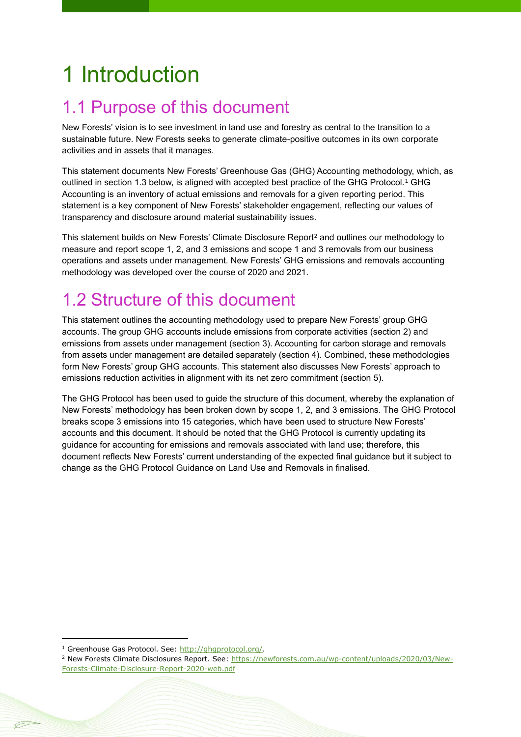# 1 Introduction

## 1.1 Purpose of this document

New Forests' vision is to see investment in land use and forestry as central to the transition to a sustainable future. New Forests seeks to generate climate-positive outcomes in its own corporate activities and in assets that it manages.

This statement documents New Forests' Greenhouse Gas (GHG) Accounting methodology, which, as outlined in section 1.3 below, is aligned with accepted best practice of the GHG Protocol.[1] GHG Accounting is an inventory of actual emissions and removals for a given reporting period. This statement is a key component of New Forests' stakeholder engagement, reflecting our values of transparency and disclosure around material sustainability issues.

This statement builds on New Forests' Climate Disclosure Report[2] and outlines our methodology to measure and report scope 1, 2, and 3 emissions and scope 1 and 3 removals from our business operations and assets under management. New Forests' GHG emissions and removals accounting methodology was developed over the course of 2020 and 2021.

## 1.2 Structure of this document

This statement outlines the accounting methodology used to prepare New Forests' group GHG accounts. The group GHG accounts include emissions from corporate activities (section 2) and emissions from assets under management (section 3). Accounting for carbon storage and removals from assets under management are detailed separately (section 4). Combined, these methodologies form New Forests' group GHG accounts. This statement also discusses New Forests' approach to emissions reduction activities in alignment with its net zero commitment (section 5).

The GHG Protocol has been used to guide the structure of this document, whereby the explanation of New Forests' methodology has been broken down by scope 1, 2, and 3 emissions. The GHG Protocol breaks scope 3 emissions into 15 categories, which have been used to structure New Forests' accounts and this document. It should be noted that the GHG Protocol is currently updating its guidance for accounting for emissions and removals associated with land use; therefore, this document reflects New Forests' current understanding of the expected final guidance but it subject to change as the GHG Protocol Guidance on Land Use and Removals in finalised.

---

[1] Greenhouse Gas Protocol. See: http://ghgprotocol.org/.

[2] New Forests Climate Disclosures Report. See: https://newforests.com.au/wp-content/uploads/2020/03/New-Forests-Climate-Disclosure-Report-2020-web.pdf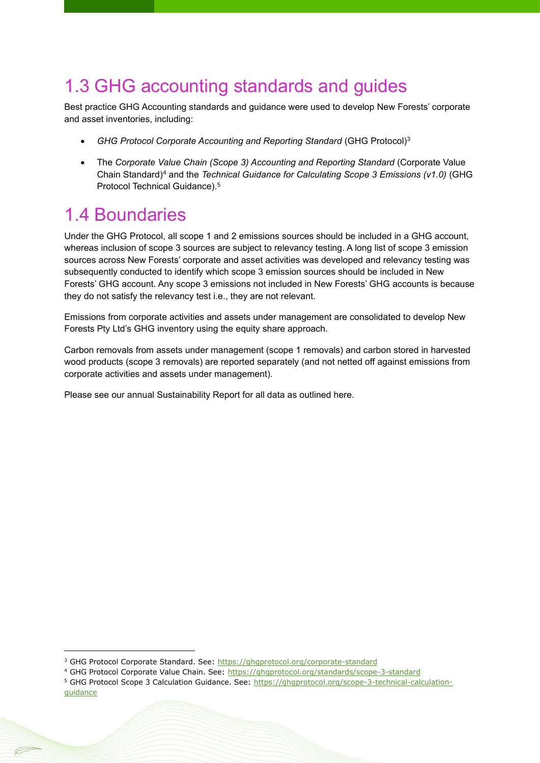## 1.3 GHG accounting standards and guides

Best practice GHG Accounting standards and guidance were used to develop New Forests' corporate and asset inventories, including:

- *GHG Protocol Corporate Accounting and Reporting Standard* (GHG Protocol)[3]
- The *Corporate Value Chain (Scope 3) Accounting and Reporting Standard* (Corporate Value Chain Standard)[4] and the *Technical Guidance for Calculating Scope 3 Emissions (v1.0)* (GHG Protocol Technical Guidance).[5]

## 1.4 Boundaries

Under the GHG Protocol, all scope 1 and 2 emissions sources should be included in a GHG account, whereas inclusion of scope 3 sources are subject to relevancy testing. A long list of scope 3 emission sources across New Forests' corporate and asset activities was developed and relevancy testing was subsequently conducted to identify which scope 3 emission sources should be included in New Forests' GHG account. Any scope 3 emissions not included in New Forests' GHG accounts is because they do not satisfy the relevancy test i.e., they are not relevant.

Emissions from corporate activities and assets under management are consolidated to develop New Forests Pty Ltd's GHG inventory using the equity share approach.

Carbon removals from assets under management (scope 1 removals) and carbon stored in harvested wood products (scope 3 removals) are reported separately (and not netted off against emissions from corporate activities and assets under management).

Please see our annual Sustainability Report for all data as outlined here.

---

[3] GHG Protocol Corporate Standard. See: https://ghgprotocol.org/corporate-standard

[4] GHG Protocol Corporate Value Chain. See: https://ghgprotocol.org/standards/scope-3-standard

[5] GHG Protocol Scope 3 Calculation Guidance. See: https://ghgprotocol.org/scope-3-technical-calculation-guidance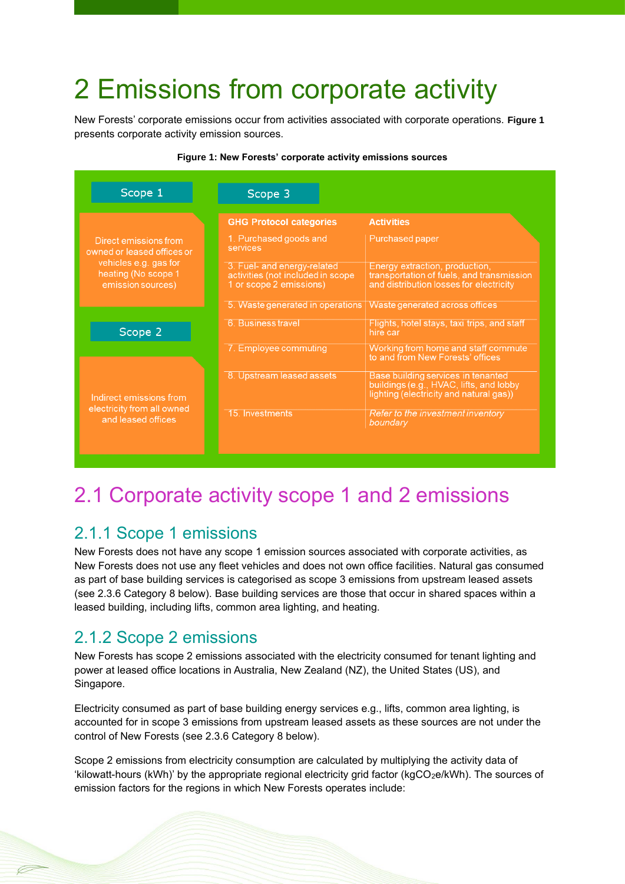# 2 Emissions from corporate activity

New Forests' corporate emissions occur from activities associated with corporate operations. **Figure 1** presents corporate activity emission sources.

**Figure 1: New Forests' corporate activity emissions sources**

**Scope 1**

Direct emissions from owned or leased offices or vehicles e.g. gas for heating (No scope 1 emission sources)

**Scope 2**

Indirect emissions from electricity from all owned and leased offices

**Scope 3**

| GHG Protocol categories | Activities |
| --- | --- |
| 1. Purchased goods and services | Purchased paper |
| 3. Fuel- and energy-related activities (not included in scope 1 or scope 2 emissions) | Energy extraction, production, transportation of fuels, and transmission and distribution losses for electricity |
| 5. Waste generated in operations | Waste generated across offices |
| 6. Business travel | Flights, hotel stays, taxi trips, and staff hire car |
| 7. Employee commuting | Working from home and staff commute to and from New Forests' offices |
| 8. Upstream leased assets | Base building services in tenanted buildings (e.g., HVAC, lifts, and lobby lighting (electricity and natural gas)) |
| 15. Investments | *Refer to the investment inventory boundary* |

## 2.1 Corporate activity scope 1 and 2 emissions

### 2.1.1 Scope 1 emissions

New Forests does not have any scope 1 emission sources associated with corporate activities, as New Forests does not use any fleet vehicles and does not own office facilities. Natural gas consumed as part of base building services is categorised as scope 3 emissions from upstream leased assets (see 2.3.6 Category 8 below). Base building services are those that occur in shared spaces within a leased building, including lifts, common area lighting, and heating.

### 2.1.2 Scope 2 emissions

New Forests has scope 2 emissions associated with the electricity consumed for tenant lighting and power at leased office locations in Australia, New Zealand (NZ), the United States (US), and Singapore.

Electricity consumed as part of base building energy services e.g., lifts, common area lighting, is accounted for in scope 3 emissions from upstream leased assets as these sources are not under the control of New Forests (see 2.3.6 Category 8 below).

Scope 2 emissions from electricity consumption are calculated by multiplying the activity data of 'kilowatt-hours (kWh)' by the appropriate regional electricity grid factor (kg$CO_2$e/kWh). The sources of emission factors for the regions in which New Forests operates include: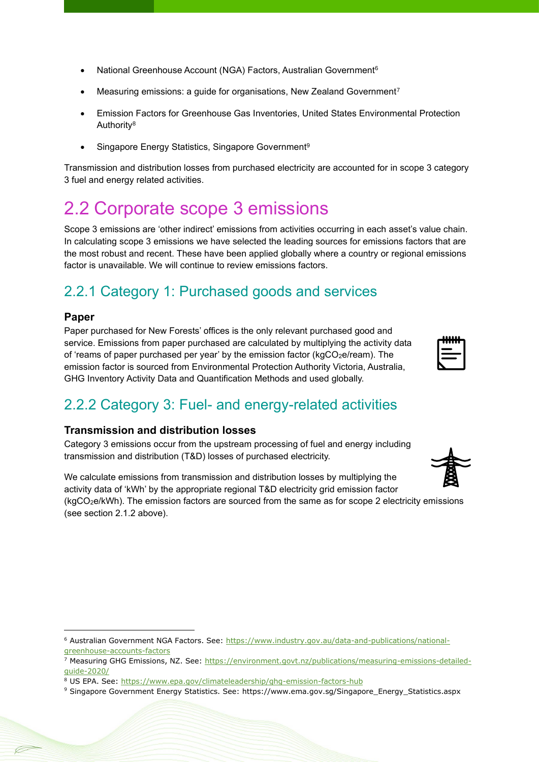- National Greenhouse Account (NGA) Factors, Australian Government[6]
- Measuring emissions: a guide for organisations, New Zealand Government[7]
- Emission Factors for Greenhouse Gas Inventories, United States Environmental Protection Authority[8]
- Singapore Energy Statistics, Singapore Government[9]

Transmission and distribution losses from purchased electricity are accounted for in scope 3 category 3 fuel and energy related activities.

## 2.2 Corporate scope 3 emissions

Scope 3 emissions are 'other indirect' emissions from activities occurring in each asset's value chain. In calculating scope 3 emissions we have selected the leading sources for emissions factors that are the most robust and recent. These have been applied globally where a country or regional emissions factor is unavailable. We will continue to review emissions factors.

### 2.2.1 Category 1: Purchased goods and services

**Paper**

Paper purchased for New Forests' offices is the only relevant purchased good and service. Emissions from paper purchased are calculated by multiplying the activity data of 'reams of paper purchased per year' by the emission factor (kg$CO_2$e/ream). The emission factor is sourced from Environmental Protection Authority Victoria, Australia, GHG Inventory Activity Data and Quantification Methods and used globally.

### 2.2.2 Category 3: Fuel- and energy-related activities

**Transmission and distribution losses**

Category 3 emissions occur from the upstream processing of fuel and energy including transmission and distribution (T&D) losses of purchased electricity.

We calculate emissions from transmission and distribution losses by multiplying the activity data of 'kWh' by the appropriate regional T&D electricity grid emission factor (kg$CO_2$e/kWh). The emission factors are sourced from the same as for scope 2 electricity emissions (see section 2.1.2 above).

---

[6] Australian Government NGA Factors. See: https://www.industry.gov.au/data-and-publications/national-greenhouse-accounts-factors

[7] Measuring GHG Emissions, NZ. See: https://environment.govt.nz/publications/measuring-emissions-detailed-guide-2020/

[8] US EPA. See: https://www.epa.gov/climateleadership/ghg-emission-factors-hub

[9] Singapore Government Energy Statistics. See: https://www.ema.gov.sg/Singapore_Energy_Statistics.aspx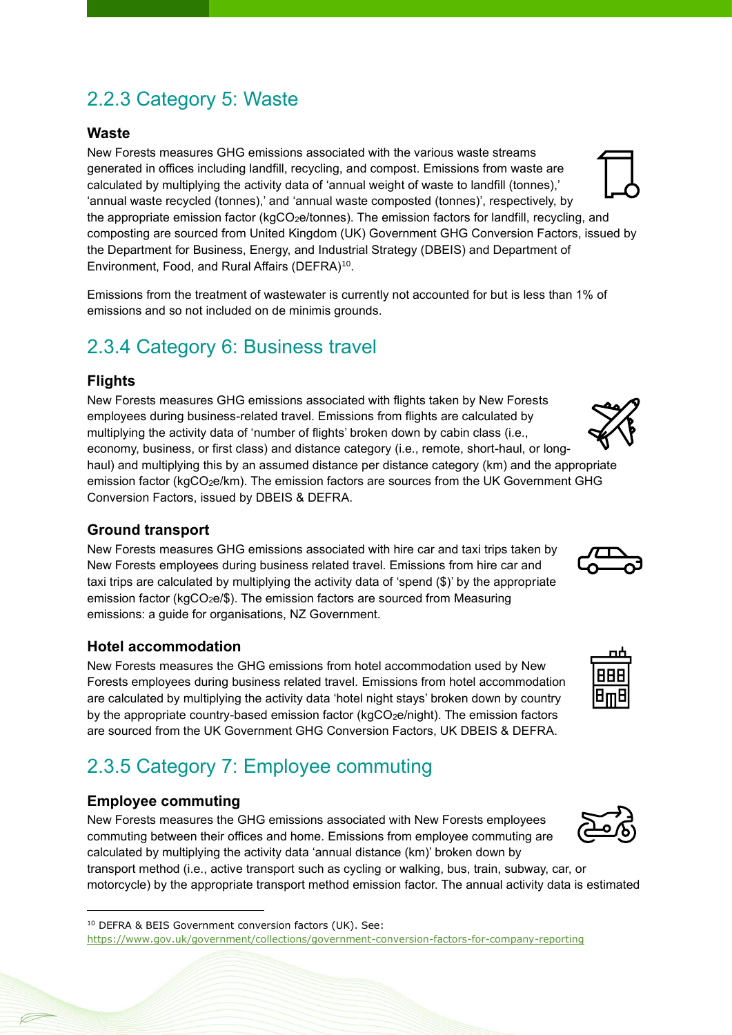## 2.2.3 Category 5: Waste

### Waste

New Forests measures GHG emissions associated with the various waste streams generated in offices including landfill, recycling, and compost. Emissions from waste are calculated by multiplying the activity data of 'annual weight of waste to landfill (tonnes),' 'annual waste recycled (tonnes),' and 'annual waste composted (tonnes)', respectively, by the appropriate emission factor (kg$CO_2$e/tonnes). The emission factors for landfill, recycling, and composting are sourced from United Kingdom (UK) Government GHG Conversion Factors, issued by the Department for Business, Energy, and Industrial Strategy (DBEIS) and Department of Environment, Food, and Rural Affairs (DEFRA)[10].

Emissions from the treatment of wastewater is currently not accounted for but is less than 1% of emissions and so not included on de minimis grounds.

## 2.3.4 Category 6: Business travel

### Flights

New Forests measures GHG emissions associated with flights taken by New Forests employees during business-related travel. Emissions from flights are calculated by multiplying the activity data of 'number of flights' broken down by cabin class (i.e., economy, business, or first class) and distance category (i.e., remote, short-haul, or long-haul) and multiplying this by an assumed distance per distance category (km) and the appropriate emission factor (kg$CO_2$e/km). The emission factors are sources from the UK Government GHG Conversion Factors, issued by DBEIS & DEFRA.

### Ground transport

New Forests measures GHG emissions associated with hire car and taxi trips taken by New Forests employees during business related travel. Emissions from hire car and taxi trips are calculated by multiplying the activity data of 'spend ($)' by the appropriate emission factor (kg$CO_2$e/$). The emission factors are sourced from Measuring emissions: a guide for organisations, NZ Government.

### Hotel accommodation

New Forests measures the GHG emissions from hotel accommodation used by New Forests employees during business related travel. Emissions from hotel accommodation are calculated by multiplying the activity data 'hotel night stays' broken down by country by the appropriate country-based emission factor (kg$CO_2$e/night). The emission factors are sourced from the UK Government GHG Conversion Factors, UK DBEIS & DEFRA.

## 2.3.5 Category 7: Employee commuting

### Employee commuting

New Forests measures the GHG emissions associated with New Forests employees commuting between their offices and home. Emissions from employee commuting are calculated by multiplying the activity data 'annual distance (km)' broken down by transport method (i.e., active transport such as cycling or walking, bus, train, subway, car, or motorcycle) by the appropriate transport method emission factor. The annual activity data is estimated

---

[10] DEFRA & BEIS Government conversion factors (UK). See: https://www.gov.uk/government/collections/government-conversion-factors-for-company-reporting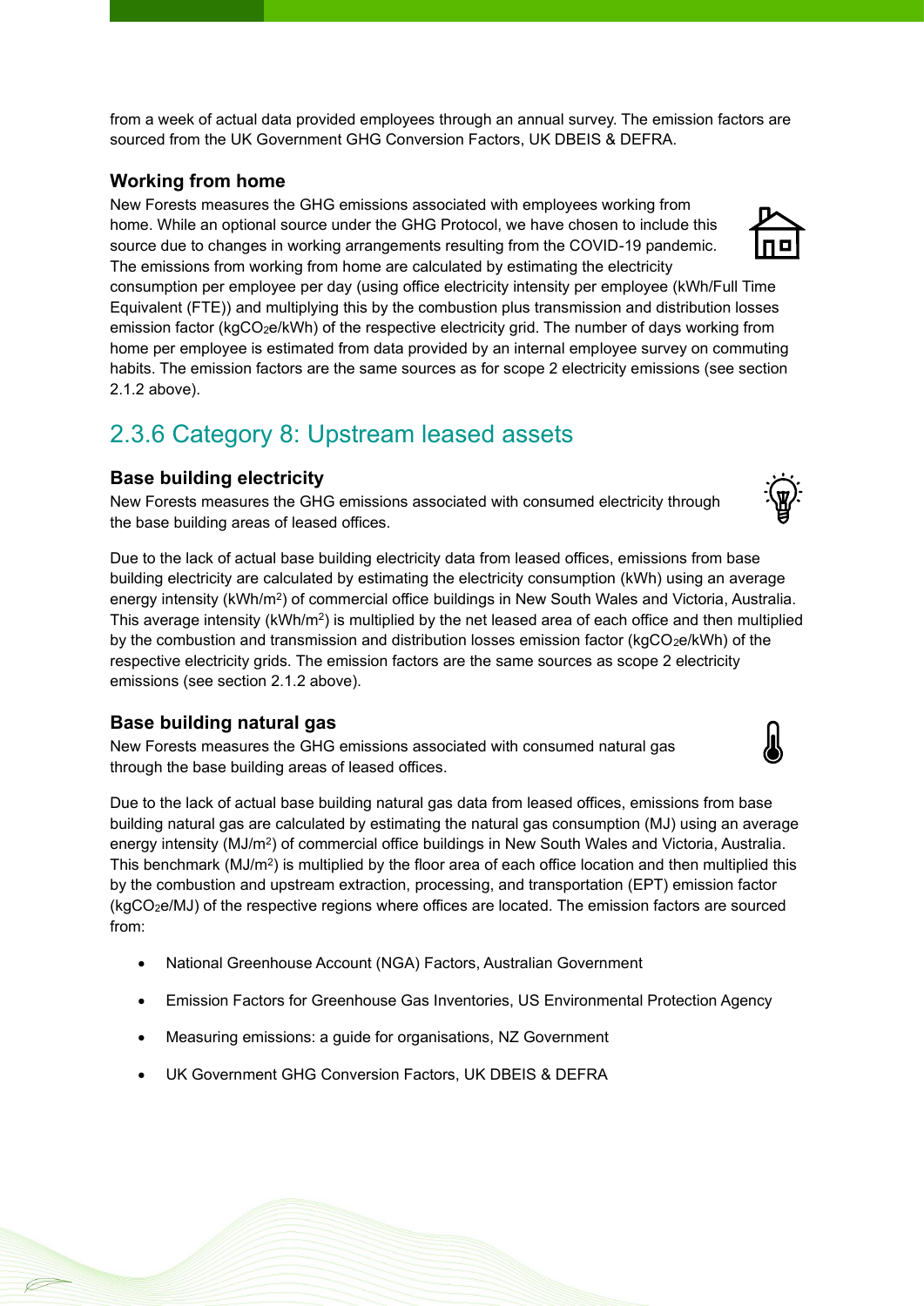from a week of actual data provided employees through an annual survey. The emission factors are sourced from the UK Government GHG Conversion Factors, UK DBEIS & DEFRA.

### Working from home

New Forests measures the GHG emissions associated with employees working from home. While an optional source under the GHG Protocol, we have chosen to include this source due to changes in working arrangements resulting from the COVID-19 pandemic. The emissions from working from home are calculated by estimating the electricity consumption per employee per day (using office electricity intensity per employee (kWh/Full Time Equivalent (FTE)) and multiplying this by the combustion plus transmission and distribution losses emission factor (kg$CO_2$e/kWh) of the respective electricity grid. The number of days working from home per employee is estimated from data provided by an internal employee survey on commuting habits. The emission factors are the same sources as for scope 2 electricity emissions (see section 2.1.2 above).

## 2.3.6 Category 8: Upstream leased assets

### Base building electricity

New Forests measures the GHG emissions associated with consumed electricity through the base building areas of leased offices.

Due to the lack of actual base building electricity data from leased offices, emissions from base building electricity are calculated by estimating the electricity consumption (kWh) using an average energy intensity (kWh/$m^2$) of commercial office buildings in New South Wales and Victoria, Australia. This average intensity (kWh/$m^2$) is multiplied by the net leased area of each office and then multiplied by the combustion and transmission and distribution losses emission factor (kg$CO_2$e/kWh) of the respective electricity grids. The emission factors are the same sources as scope 2 electricity emissions (see section 2.1.2 above).

### Base building natural gas

New Forests measures the GHG emissions associated with consumed natural gas through the base building areas of leased offices.

Due to the lack of actual base building natural gas data from leased offices, emissions from base building natural gas are calculated by estimating the natural gas consumption (MJ) using an average energy intensity (MJ/$m^2$) of commercial office buildings in New South Wales and Victoria, Australia. This benchmark (MJ/$m^2$) is multiplied by the floor area of each office location and then multiplied this by the combustion and upstream extraction, processing, and transportation (EPT) emission factor (kg$CO_2$e/MJ) of the respective regions where offices are located. The emission factors are sourced from:

- National Greenhouse Account (NGA) Factors, Australian Government
- Emission Factors for Greenhouse Gas Inventories, US Environmental Protection Agency
- Measuring emissions: a guide for organisations, NZ Government
- UK Government GHG Conversion Factors, UK DBEIS & DEFRA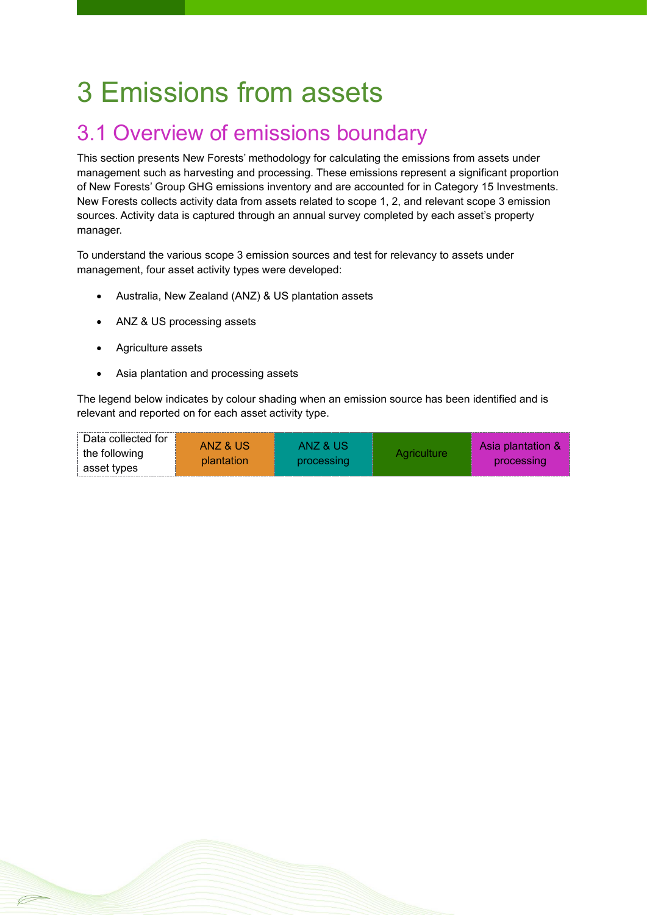# 3 Emissions from assets

## 3.1 Overview of emissions boundary

This section presents New Forests' methodology for calculating the emissions from assets under management such as harvesting and processing. These emissions represent a significant proportion of New Forests' Group GHG emissions inventory and are accounted for in Category 15 Investments. New Forests collects activity data from assets related to scope 1, 2, and relevant scope 3 emission sources. Activity data is captured through an annual survey completed by each asset's property manager.

To understand the various scope 3 emission sources and test for relevancy to assets under management, four asset activity types were developed:

- Australia, New Zealand (ANZ) & US plantation assets
- ANZ & US processing assets
- Agriculture assets
- Asia plantation and processing assets

The legend below indicates by colour shading when an emission source has been identified and is relevant and reported on for each asset activity type.

| Data collected for the following asset types | ANZ & US plantation | ANZ & US processing | Agriculture | Asia plantation & processing |
|---|---|---|---|---|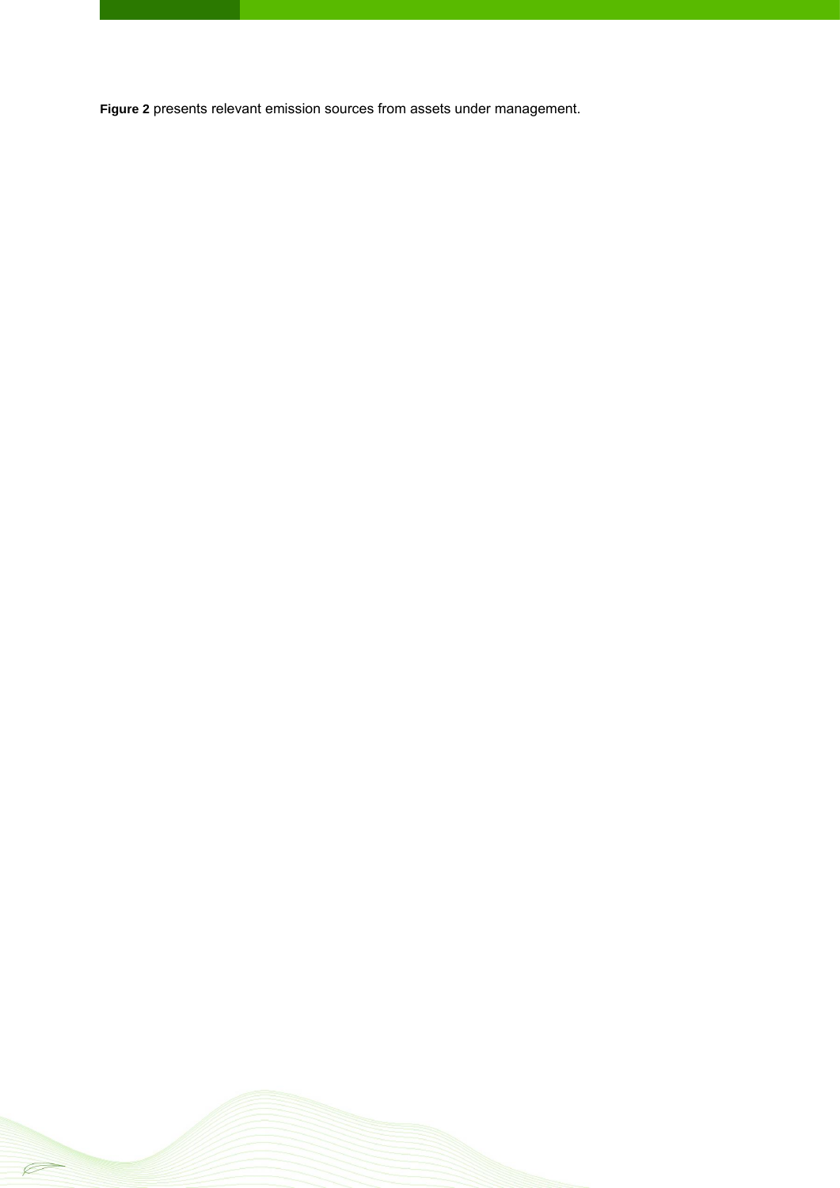**Figure 2** presents relevant emission sources from assets under management.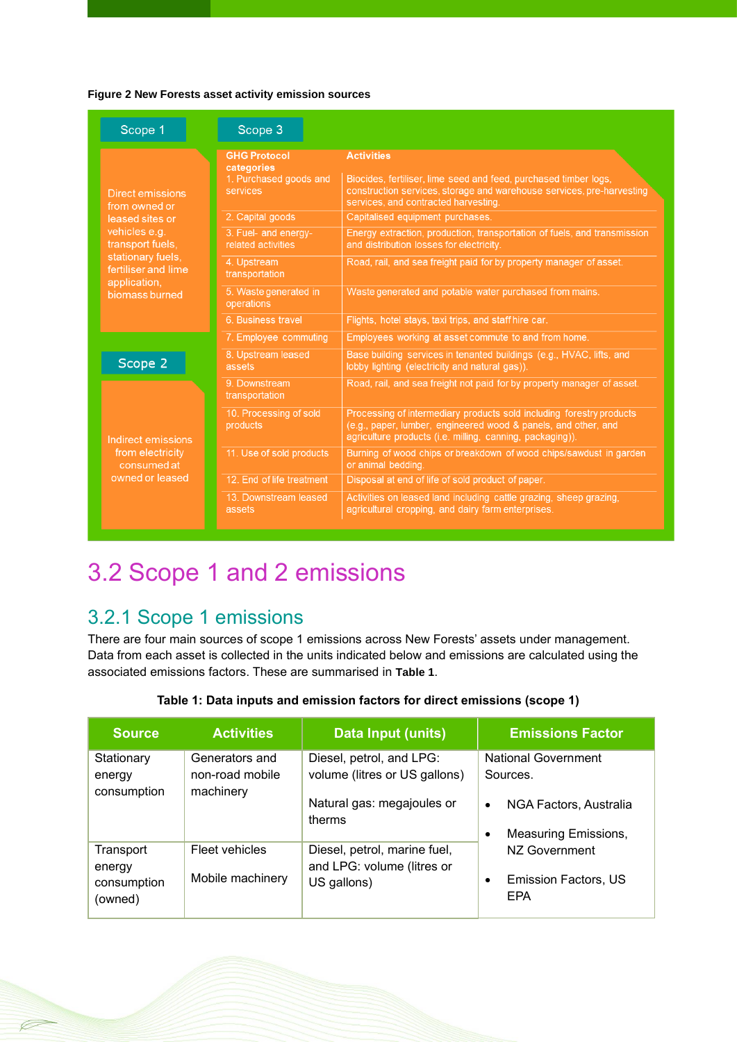**Figure 2 New Forests asset activity emission sources**

**Scope 1**

Direct emissions from owned or leased sites or vehicles e.g. transport fuels, stationary fuels, fertiliser and lime application, biomass burned

**Scope 2**

Indirect emissions from electricity consumed at owned or leased

**Scope 3**

| GHG Protocol categories | Activities |
| --- | --- |
| 1. Purchased goods and services | Biocides, fertiliser, lime seed and feed, purchased timber logs, construction services, storage and warehouse services, pre-harvesting services, and contracted harvesting. |
| 2. Capital goods | Capitalised equipment purchases. |
| 3. Fuel- and energy-related activities | Energy extraction, production, transportation of fuels, and transmission and distribution losses for electricity. |
| 4. Upstream transportation | Road, rail, and sea freight paid for by property manager of asset. |
| 5. Waste generated in operations | Waste generated and potable water purchased from mains. |
| 6. Business travel | Flights, hotel stays, taxi trips, and staff hire car. |
| 7. Employee commuting | Employees working at asset commute to and from home. |
| 8. Upstream leased assets | Base building services in tenanted buildings (e.g., HVAC, lifts, and lobby lighting (electricity and natural gas)). |
| 9. Downstream transportation | Road, rail, and sea freight not paid for by property manager of asset. |
| 10. Processing of sold products | Processing of intermediary products sold including forestry products (e.g., paper, lumber, engineered wood & panels, and other, and agriculture products (i.e. milling, canning, packaging)). |
| 11. Use of sold products | Burning of wood chips or breakdown of wood chips/sawdust in garden or animal bedding. |
| 12. End of life treatment | Disposal at end of life of sold product of paper. |
| 13. Downstream leased assets | Activities on leased land including cattle grazing, sheep grazing, agricultural cropping, and dairy farm enterprises. |

# 3.2 Scope 1 and 2 emissions

## 3.2.1 Scope 1 emissions

There are four main sources of scope 1 emissions across New Forests' assets under management. Data from each asset is collected in the units indicated below and emissions are calculated using the associated emissions factors. These are summarised in **Table 1**.

**Table 1: Data inputs and emission factors for direct emissions (scope 1)**

| Source | Activities | Data Input (units) | Emissions Factor |
| --- | --- | --- | --- |
| Stationary energy consumption | Generators and non-road mobile machinery | Diesel, petrol, and LPG: volume (litres or US gallons)<br><br>Natural gas: megajoules or therms | National Government Sources.<br>• NGA Factors, Australia<br>• Measuring Emissions, NZ Government<br>• Emission Factors, US EPA |
| Transport energy consumption (owned) | Fleet vehicles<br><br>Mobile machinery | Diesel, petrol, marine fuel, and LPG: volume (litres or US gallons) | |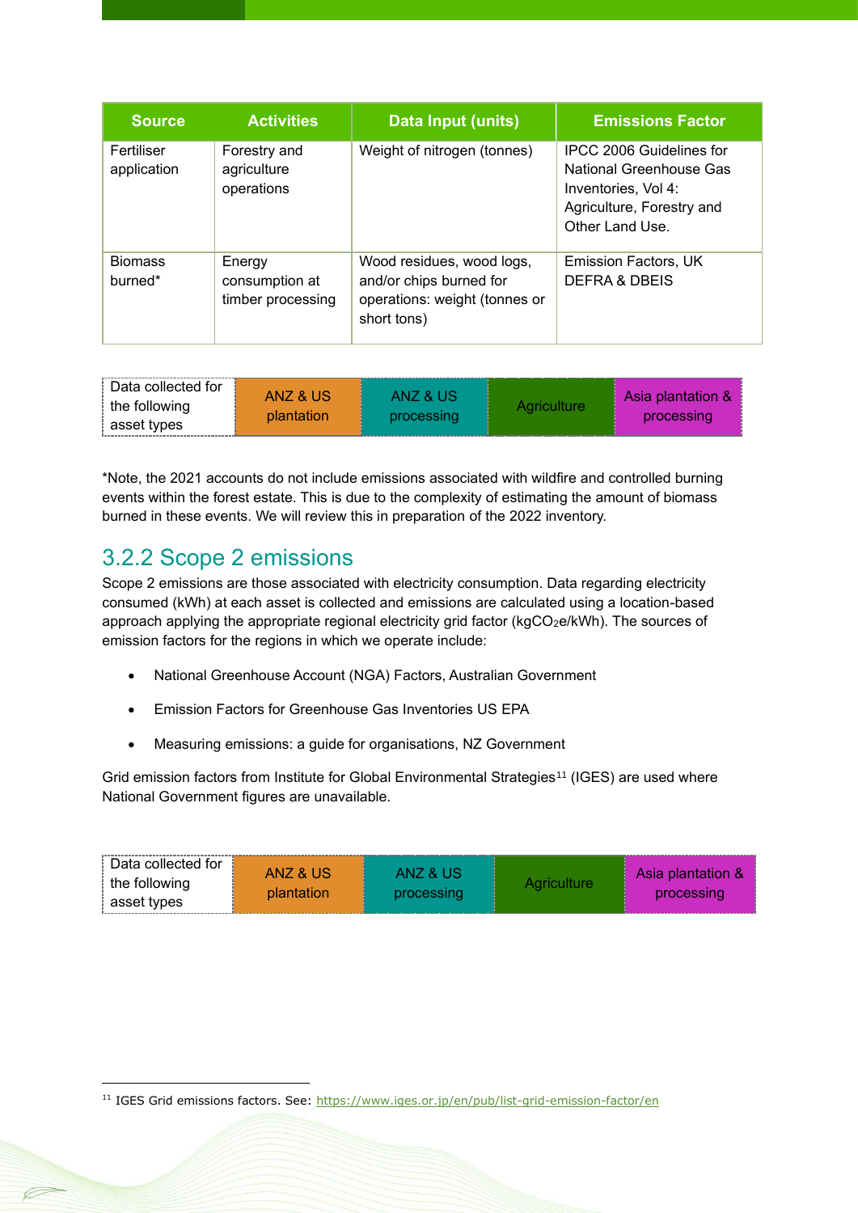| Source | Activities | Data Input (units) | Emissions Factor |
| --- | --- | --- | --- |
| Fertiliser application | Forestry and agriculture operations | Weight of nitrogen (tonnes) | IPCC 2006 Guidelines for National Greenhouse Gas Inventories, Vol 4: Agriculture, Forestry and Other Land Use. |
| Biomass burned* | Energy consumption at timber processing | Wood residues, wood logs, and/or chips burned for operations: weight (tonnes or short tons) | Emission Factors, UK DEFRA & DBEIS |

| Data collected for the following asset types | ANZ & US plantation | ANZ & US processing | Agriculture | Asia plantation & processing |
| --- | --- | --- | --- | --- |

*Note, the 2021 accounts do not include emissions associated with wildfire and controlled burning events within the forest estate. This is due to the complexity of estimating the amount of biomass burned in these events. We will review this in preparation of the 2022 inventory.

## 3.2.2 Scope 2 emissions

Scope 2 emissions are those associated with electricity consumption. Data regarding electricity consumed (kWh) at each asset is collected and emissions are calculated using a location-based approach applying the appropriate regional electricity grid factor ($kgCO_2e/kWh$). The sources of emission factors for the regions in which we operate include:

- National Greenhouse Account (NGA) Factors, Australian Government
- Emission Factors for Greenhouse Gas Inventories US EPA
- Measuring emissions: a guide for organisations, NZ Government

Grid emission factors from Institute for Global Environmental Strategies[11] (IGES) are used where National Government figures are unavailable.

| Data collected for the following asset types | ANZ & US plantation | ANZ & US processing | Agriculture | Asia plantation & processing |
| --- | --- | --- | --- | --- |

[11] IGES Grid emissions factors. See: https://www.iges.or.jp/en/pub/list-grid-emission-factor/en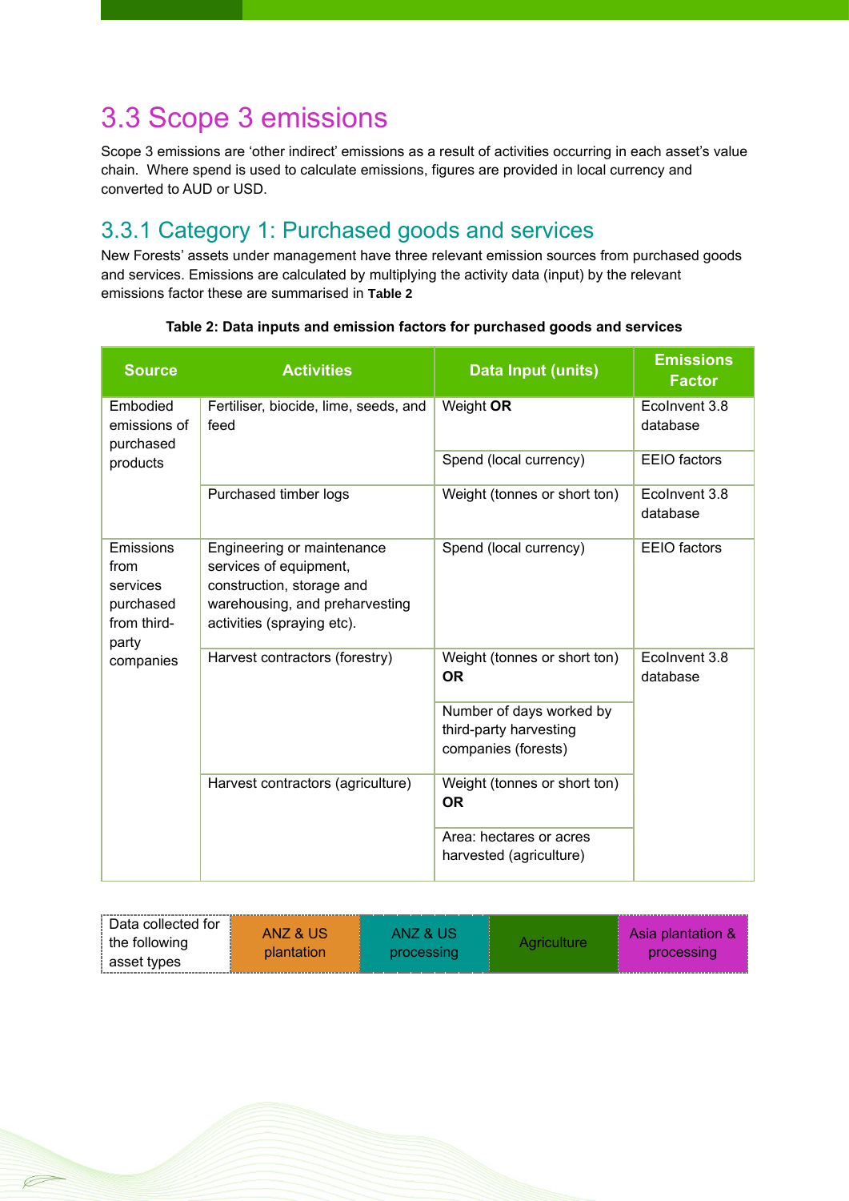## 3.3 Scope 3 emissions

Scope 3 emissions are 'other indirect' emissions as a result of activities occurring in each asset's value chain. Where spend is used to calculate emissions, figures are provided in local currency and converted to AUD or USD.

### 3.3.1 Category 1: Purchased goods and services

New Forests' assets under management have three relevant emission sources from purchased goods and services. Emissions are calculated by multiplying the activity data (input) by the relevant emissions factor these are summarised in **Table 2**

**Table 2: Data inputs and emission factors for purchased goods and services**

| Source | Activities | Data Input (units) | Emissions Factor |
|---|---|---|---|
| Embodied emissions of purchased products | Fertiliser, biocide, lime, seeds, and feed | Weight **OR** | EcoInvent 3.8 database |
| | | Spend (local currency) | EEIO factors |
| | Purchased timber logs | Weight (tonnes or short ton) | EcoInvent 3.8 database |
| Emissions from services purchased from third-party companies | Engineering or maintenance services of equipment, construction, storage and warehousing, and preharvesting activities (spraying etc). | Spend (local currency) | EEIO factors |
| | Harvest contractors (forestry) | Weight (tonnes or short ton) **OR** | EcoInvent 3.8 database |
| | | Number of days worked by third-party harvesting companies (forests) | |
| | Harvest contractors (agriculture) | Weight (tonnes or short ton) **OR** | |
| | | Area: hectares or acres harvested (agriculture) | |

| Data collected for the following asset types | ANZ & US plantation | ANZ & US processing | Agriculture | Asia plantation & processing |
|---|---|---|---|---|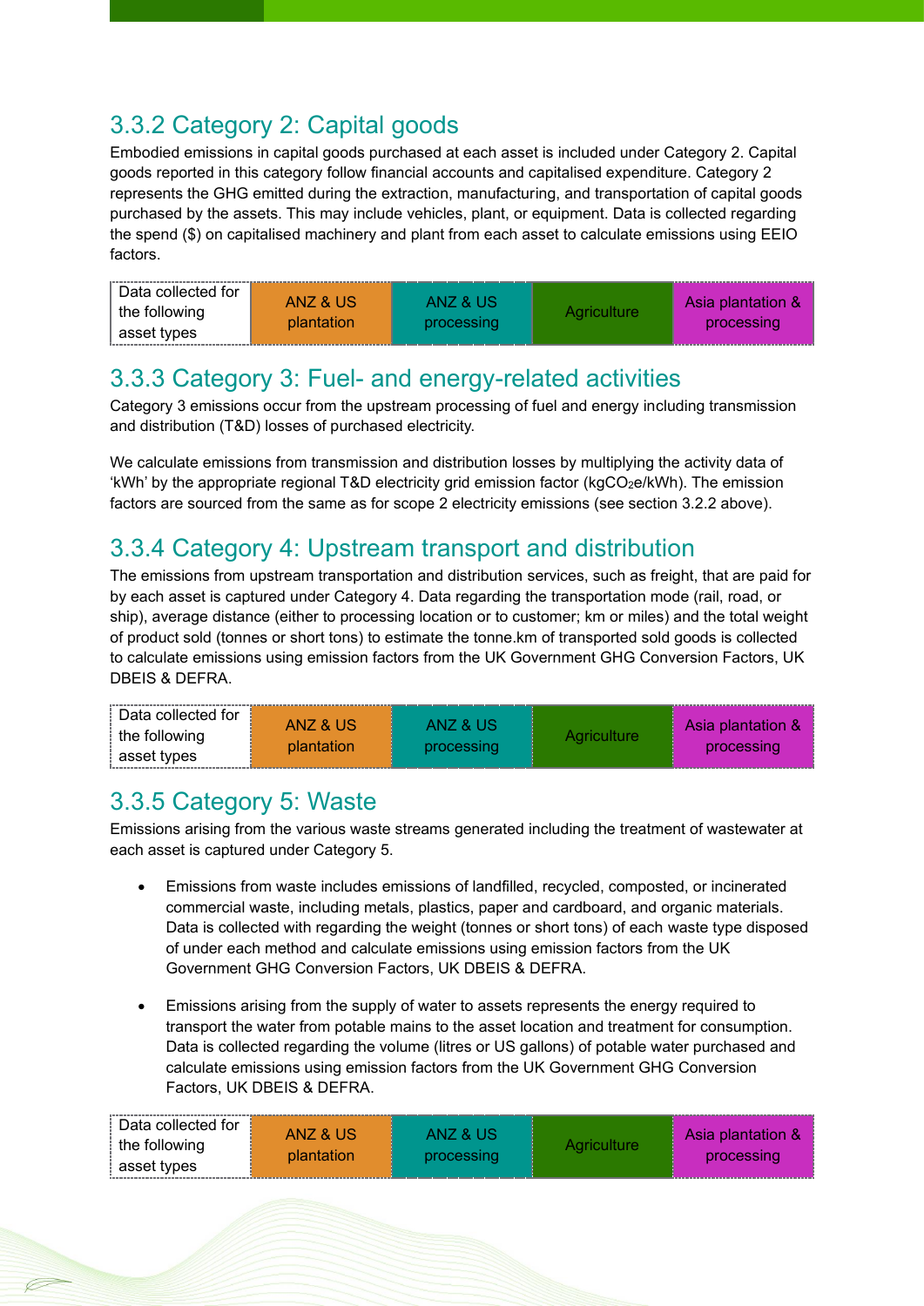### 3.3.2 Category 2: Capital goods

Embodied emissions in capital goods purchased at each asset is included under Category 2. Capital goods reported in this category follow financial accounts and capitalised expenditure. Category 2 represents the GHG emitted during the extraction, manufacturing, and transportation of capital goods purchased by the assets. This may include vehicles, plant, or equipment. Data is collected regarding the spend ($) on capitalised machinery and plant from each asset to calculate emissions using EEIO factors.

| Data collected for the following asset types | ANZ & US plantation | ANZ & US processing | Agriculture | Asia plantation & processing |
|---|---|---|---|---|

### 3.3.3 Category 3: Fuel- and energy-related activities

Category 3 emissions occur from the upstream processing of fuel and energy including transmission and distribution (T&D) losses of purchased electricity.

We calculate emissions from transmission and distribution losses by multiplying the activity data of 'kWh' by the appropriate regional T&D electricity grid emission factor (kg$CO_2$e/kWh). The emission factors are sourced from the same as for scope 2 electricity emissions (see section 3.2.2 above).

### 3.3.4 Category 4: Upstream transport and distribution

The emissions from upstream transportation and distribution services, such as freight, that are paid for by each asset is captured under Category 4. Data regarding the transportation mode (rail, road, or ship), average distance (either to processing location or to customer; km or miles) and the total weight of product sold (tonnes or short tons) to estimate the tonne.km of transported sold goods is collected to calculate emissions using emission factors from the UK Government GHG Conversion Factors, UK DBEIS & DEFRA.

| Data collected for the following asset types | ANZ & US plantation | ANZ & US processing | Agriculture | Asia plantation & processing |
|---|---|---|---|---|

### 3.3.5 Category 5: Waste

Emissions arising from the various waste streams generated including the treatment of wastewater at each asset is captured under Category 5.

- Emissions from waste includes emissions of landfilled, recycled, composted, or incinerated commercial waste, including metals, plastics, paper and cardboard, and organic materials. Data is collected with regarding the weight (tonnes or short tons) of each waste type disposed of under each method and calculate emissions using emission factors from the UK Government GHG Conversion Factors, UK DBEIS & DEFRA.

- Emissions arising from the supply of water to assets represents the energy required to transport the water from potable mains to the asset location and treatment for consumption. Data is collected regarding the volume (litres or US gallons) of potable water purchased and calculate emissions using emission factors from the UK Government GHG Conversion Factors, UK DBEIS & DEFRA.

| Data collected for the following asset types | ANZ & US plantation | ANZ & US processing | Agriculture | Asia plantation & processing |
|---|---|---|---|---|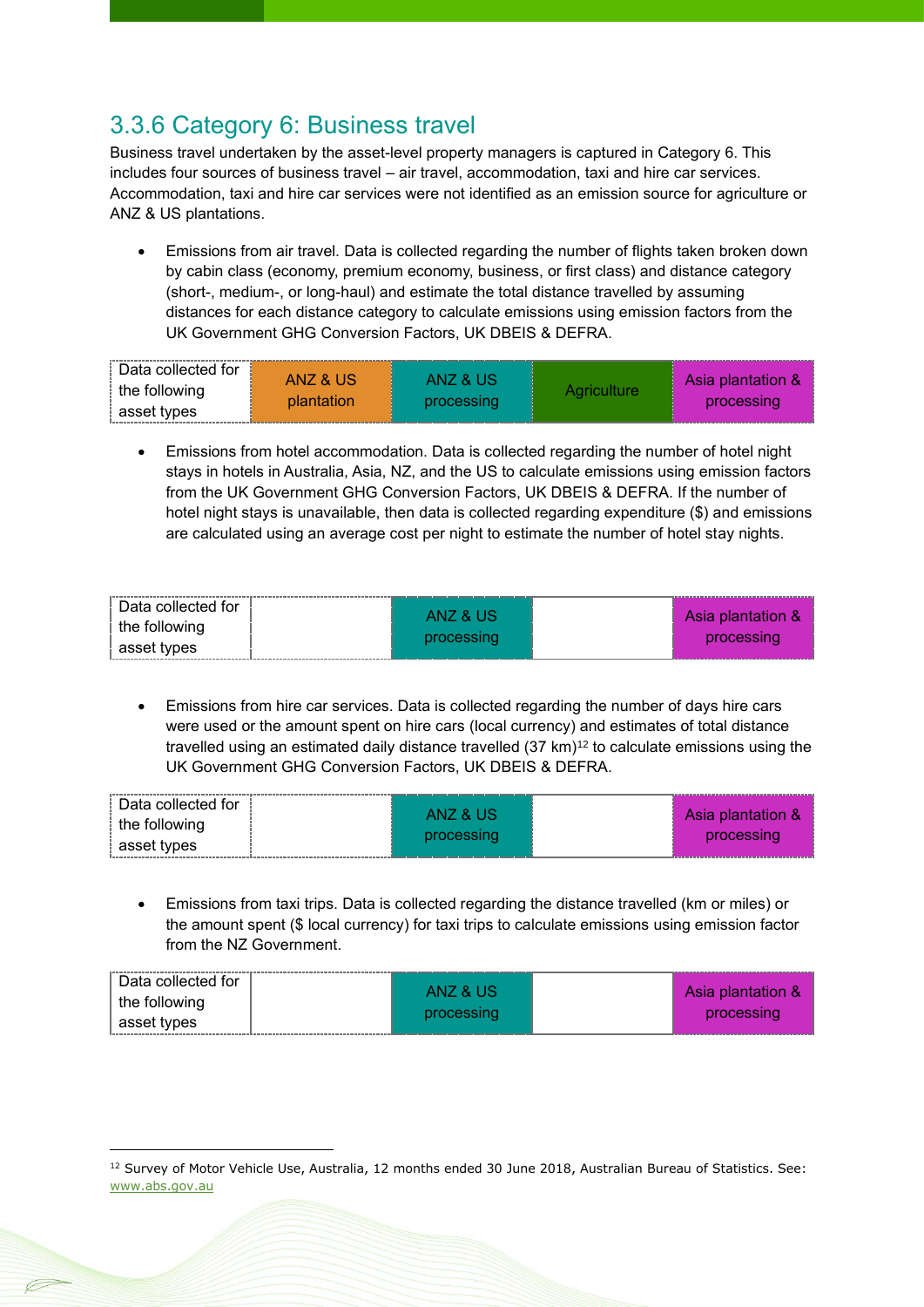### 3.3.6 Category 6: Business travel

Business travel undertaken by the asset-level property managers is captured in Category 6. This includes four sources of business travel – air travel, accommodation, taxi and hire car services. Accommodation, taxi and hire car services were not identified as an emission source for agriculture or ANZ & US plantations.

- Emissions from air travel. Data is collected regarding the number of flights taken broken down by cabin class (economy, premium economy, business, or first class) and distance category (short-, medium-, or long-haul) and estimate the total distance travelled by assuming distances for each distance category to calculate emissions using emission factors from the UK Government GHG Conversion Factors, UK DBEIS & DEFRA.

| Data collected for the following asset types | ANZ & US plantation | ANZ & US processing | Agriculture | Asia plantation & processing |
|---|---|---|---|---|

- Emissions from hotel accommodation. Data is collected regarding the number of hotel night stays in hotels in Australia, Asia, NZ, and the US to calculate emissions using emission factors from the UK Government GHG Conversion Factors, UK DBEIS & DEFRA. If the number of hotel night stays is unavailable, then data is collected regarding expenditure ($) and emissions are calculated using an average cost per night to estimate the number of hotel stay nights.

| Data collected for the following asset types | | ANZ & US processing | | Asia plantation & processing |
|---|---|---|---|---|

- Emissions from hire car services. Data is collected regarding the number of days hire cars were used or the amount spent on hire cars (local currency) and estimates of total distance travelled using an estimated daily distance travelled (37 km)[12] to calculate emissions using the UK Government GHG Conversion Factors, UK DBEIS & DEFRA.

| Data collected for the following asset types | | ANZ & US processing | | Asia plantation & processing |
|---|---|---|---|---|

- Emissions from taxi trips. Data is collected regarding the distance travelled (km or miles) or the amount spent ($ local currency) for taxi trips to calculate emissions using emission factor from the NZ Government.

| Data collected for the following asset types | | ANZ & US processing | | Asia plantation & processing |
|---|---|---|---|---|

[12] Survey of Motor Vehicle Use, Australia, 12 months ended 30 June 2018, Australian Bureau of Statistics. See: www.abs.gov.au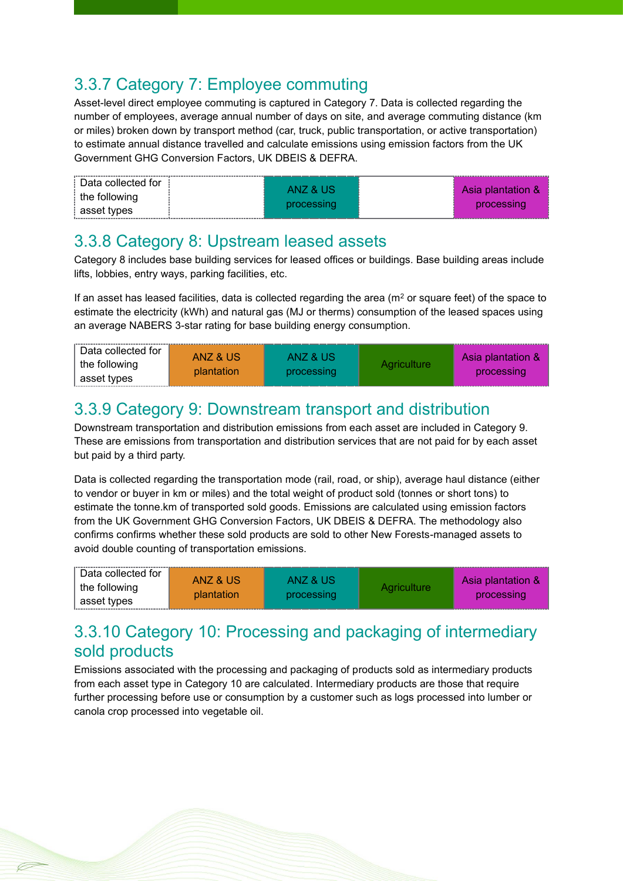### 3.3.7 Category 7: Employee commuting

Asset-level direct employee commuting is captured in Category 7. Data is collected regarding the number of employees, average annual number of days on site, and average commuting distance (km or miles) broken down by transport method (car, truck, public transportation, or active transportation) to estimate annual distance travelled and calculate emissions using emission factors from the UK Government GHG Conversion Factors, UK DBEIS & DEFRA.

| Data collected for the following asset types | | ANZ & US processing | | Asia plantation & processing |
|---|---|---|---|---|

### 3.3.8 Category 8: Upstream leased assets

Category 8 includes base building services for leased offices or buildings. Base building areas include lifts, lobbies, entry ways, parking facilities, etc.

If an asset has leased facilities, data is collected regarding the area ($m^2$ or square feet) of the space to estimate the electricity (kWh) and natural gas (MJ or therms) consumption of the leased spaces using an average NABERS 3-star rating for base building energy consumption.

| Data collected for the following asset types | ANZ & US plantation | ANZ & US processing | Agriculture | Asia plantation & processing |
|---|---|---|---|---|

### 3.3.9 Category 9: Downstream transport and distribution

Downstream transportation and distribution emissions from each asset are included in Category 9. These are emissions from transportation and distribution services that are not paid for by each asset but paid by a third party.

Data is collected regarding the transportation mode (rail, road, or ship), average haul distance (either to vendor or buyer in km or miles) and the total weight of product sold (tonnes or short tons) to estimate the tonne.km of transported sold goods. Emissions are calculated using emission factors from the UK Government GHG Conversion Factors, UK DBEIS & DEFRA. The methodology also confirms confirms whether these sold products are sold to other New Forests-managed assets to avoid double counting of transportation emissions.

| Data collected for the following asset types | ANZ & US plantation | ANZ & US processing | Agriculture | Asia plantation & processing |
|---|---|---|---|---|

### 3.3.10 Category 10: Processing and packaging of intermediary sold products

Emissions associated with the processing and packaging of products sold as intermediary products from each asset type in Category 10 are calculated. Intermediary products are those that require further processing before use or consumption by a customer such as logs processed into lumber or canola crop processed into vegetable oil.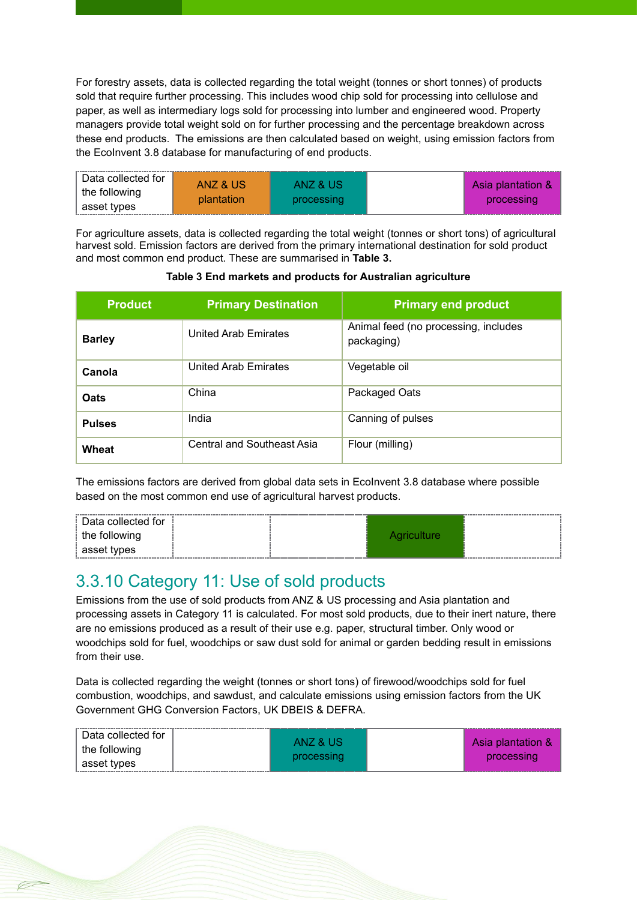For forestry assets, data is collected regarding the total weight (tonnes or short tonnes) of products sold that require further processing. This includes wood chip sold for processing into cellulose and paper, as well as intermediary logs sold for processing into lumber and engineered wood. Property managers provide total weight sold on for further processing and the percentage breakdown across these end products. The emissions are then calculated based on weight, using emission factors from the EcoInvent 3.8 database for manufacturing of end products.

| Data collected for the following asset types | ANZ & US plantation | ANZ & US processing | | Asia plantation & processing |
|---|---|---|---|---|

For agriculture assets, data is collected regarding the total weight (tonnes or short tons) of agricultural harvest sold. Emission factors are derived from the primary international destination for sold product and most common end product. These are summarised in **Table 3.**

**Table 3 End markets and products for Australian agriculture**

| Product | Primary Destination | Primary end product |
|---|---|---|
| **Barley** | United Arab Emirates | Animal feed (no processing, includes packaging) |
| **Canola** | United Arab Emirates | Vegetable oil |
| **Oats** | China | Packaged Oats |
| **Pulses** | India | Canning of pulses |
| **Wheat** | Central and Southeast Asia | Flour (milling) |

The emissions factors are derived from global data sets in EcoInvent 3.8 database where possible based on the most common end use of agricultural harvest products.

| Data collected for the following asset types | | | Agriculture | |
|---|---|---|---|---|

## 3.3.10 Category 11: Use of sold products

Emissions from the use of sold products from ANZ & US processing and Asia plantation and processing assets in Category 11 is calculated. For most sold products, due to their inert nature, there are no emissions produced as a result of their use e.g. paper, structural timber. Only wood or woodchips sold for fuel, woodchips or saw dust sold for animal or garden bedding result in emissions from their use.

Data is collected regarding the weight (tonnes or short tons) of firewood/woodchips sold for fuel combustion, woodchips, and sawdust, and calculate emissions using emission factors from the UK Government GHG Conversion Factors, UK DBEIS & DEFRA.

| Data collected for the following asset types | | ANZ & US processing | | Asia plantation & processing |
|---|---|---|---|---|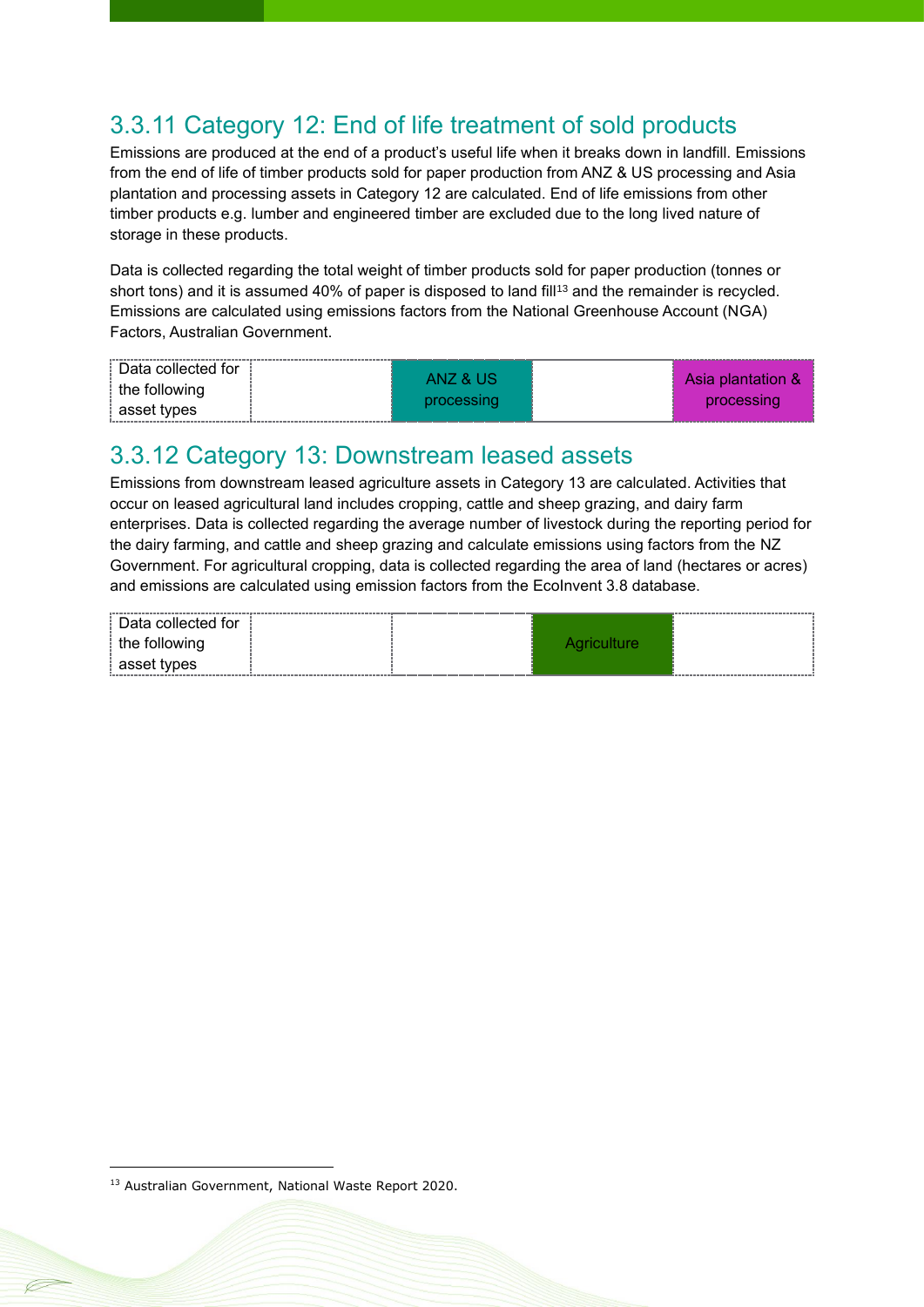### 3.3.11 Category 12: End of life treatment of sold products

Emissions are produced at the end of a product's useful life when it breaks down in landfill. Emissions from the end of life of timber products sold for paper production from ANZ & US processing and Asia plantation and processing assets in Category 12 are calculated. End of life emissions from other timber products e.g. lumber and engineered timber are excluded due to the long lived nature of storage in these products.

Data is collected regarding the total weight of timber products sold for paper production (tonnes or short tons) and it is assumed 40% of paper is disposed to land fill[13] and the remainder is recycled. Emissions are calculated using emissions factors from the National Greenhouse Account (NGA) Factors, Australian Government.

| Data collected for the following asset types | | ANZ & US processing | | Asia plantation & processing |
|---|---|---|---|---|

### 3.3.12 Category 13: Downstream leased assets

Emissions from downstream leased agriculture assets in Category 13 are calculated. Activities that occur on leased agricultural land includes cropping, cattle and sheep grazing, and dairy farm enterprises. Data is collected regarding the average number of livestock during the reporting period for the dairy farming, and cattle and sheep grazing and calculate emissions using factors from the NZ Government. For agricultural cropping, data is collected regarding the area of land (hectares or acres) and emissions are calculated using emission factors from the EcoInvent 3.8 database.

| Data collected for the following asset types | | | Agriculture | |
|---|---|---|---|---|

[13] Australian Government, National Waste Report 2020.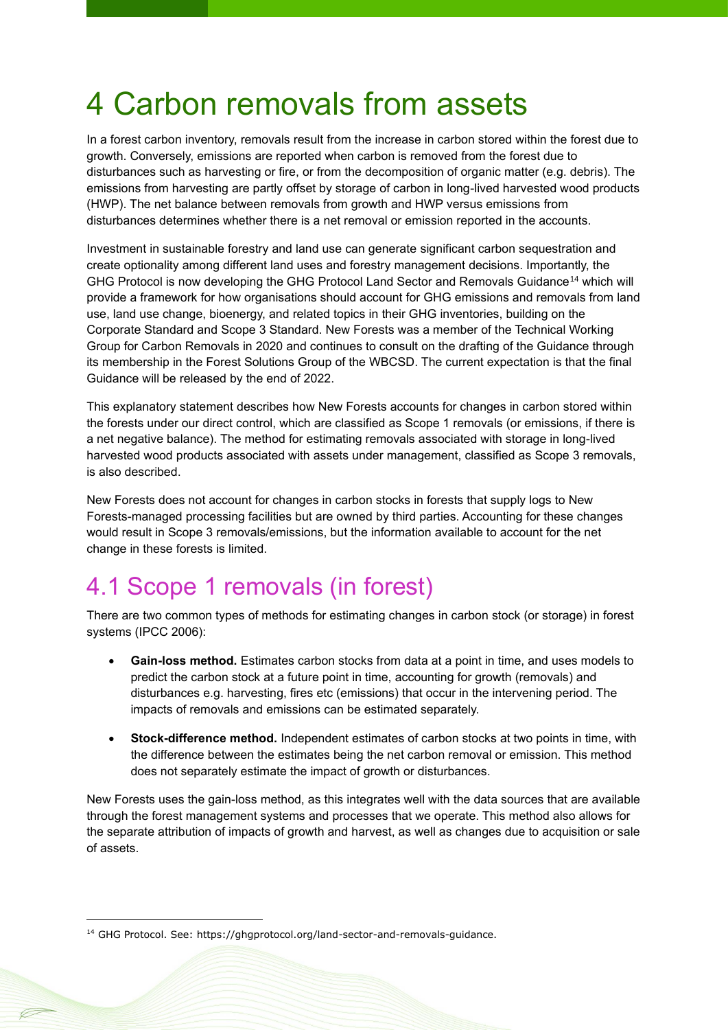# 4 Carbon removals from assets

In a forest carbon inventory, removals result from the increase in carbon stored within the forest due to growth. Conversely, emissions are reported when carbon is removed from the forest due to disturbances such as harvesting or fire, or from the decomposition of organic matter (e.g. debris). The emissions from harvesting are partly offset by storage of carbon in long-lived harvested wood products (HWP). The net balance between removals from growth and HWP versus emissions from disturbances determines whether there is a net removal or emission reported in the accounts.

Investment in sustainable forestry and land use can generate significant carbon sequestration and create optionality among different land uses and forestry management decisions. Importantly, the GHG Protocol is now developing the GHG Protocol Land Sector and Removals Guidance[14] which will provide a framework for how organisations should account for GHG emissions and removals from land use, land use change, bioenergy, and related topics in their GHG inventories, building on the Corporate Standard and Scope 3 Standard. New Forests was a member of the Technical Working Group for Carbon Removals in 2020 and continues to consult on the drafting of the Guidance through its membership in the Forest Solutions Group of the WBCSD. The current expectation is that the final Guidance will be released by the end of 2022.

This explanatory statement describes how New Forests accounts for changes in carbon stored within the forests under our direct control, which are classified as Scope 1 removals (or emissions, if there is a net negative balance). The method for estimating removals associated with storage in long-lived harvested wood products associated with assets under management, classified as Scope 3 removals, is also described.

New Forests does not account for changes in carbon stocks in forests that supply logs to New Forests-managed processing facilities but are owned by third parties. Accounting for these changes would result in Scope 3 removals/emissions, but the information available to account for the net change in these forests is limited.

## 4.1 Scope 1 removals (in forest)

There are two common types of methods for estimating changes in carbon stock (or storage) in forest systems (IPCC 2006):

- **Gain-loss method.** Estimates carbon stocks from data at a point in time, and uses models to predict the carbon stock at a future point in time, accounting for growth (removals) and disturbances e.g. harvesting, fires etc (emissions) that occur in the intervening period. The impacts of removals and emissions can be estimated separately.
- **Stock-difference method.** Independent estimates of carbon stocks at two points in time, with the difference between the estimates being the net carbon removal or emission. This method does not separately estimate the impact of growth or disturbances.

New Forests uses the gain-loss method, as this integrates well with the data sources that are available through the forest management systems and processes that we operate. This method also allows for the separate attribution of impacts of growth and harvest, as well as changes due to acquisition or sale of assets.

[14] GHG Protocol. See: https://ghgprotocol.org/land-sector-and-removals-guidance.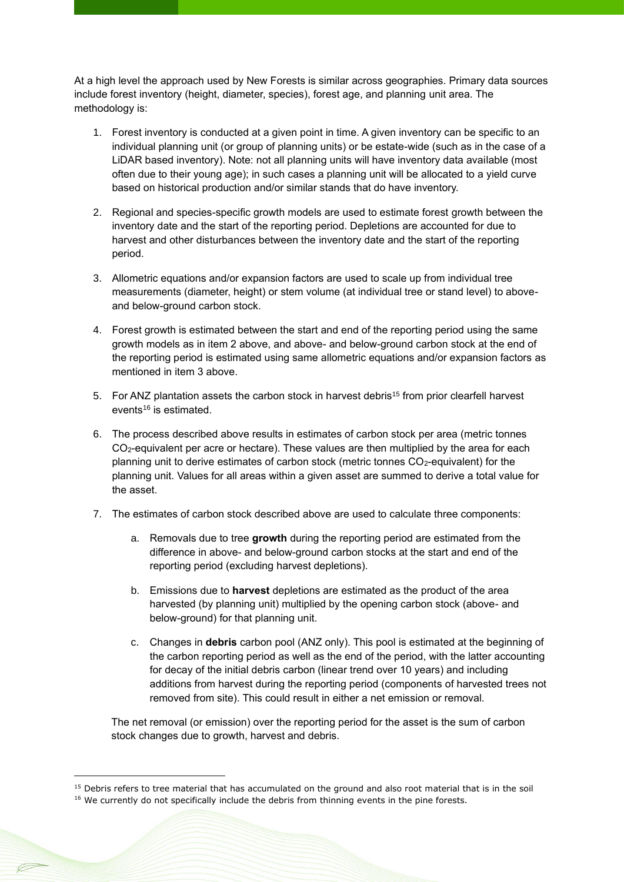At a high level the approach used by New Forests is similar across geographies. Primary data sources include forest inventory (height, diameter, species), forest age, and planning unit area. The methodology is:

1. Forest inventory is conducted at a given point in time. A given inventory can be specific to an individual planning unit (or group of planning units) or be estate-wide (such as in the case of a LiDAR based inventory). Note: not all planning units will have inventory data available (most often due to their young age); in such cases a planning unit will be allocated to a yield curve based on historical production and/or similar stands that do have inventory.

2. Regional and species-specific growth models are used to estimate forest growth between the inventory date and the start of the reporting period. Depletions are accounted for due to harvest and other disturbances between the inventory date and the start of the reporting period.

3. Allometric equations and/or expansion factors are used to scale up from individual tree measurements (diameter, height) or stem volume (at individual tree or stand level) to above- and below-ground carbon stock.

4. Forest growth is estimated between the start and end of the reporting period using the same growth models as in item 2 above, and above- and below-ground carbon stock at the end of the reporting period is estimated using same allometric equations and/or expansion factors as mentioned in item 3 above.

5. For ANZ plantation assets the carbon stock in harvest debris[15] from prior clearfell harvest events[16] is estimated.

6. The process described above results in estimates of carbon stock per area (metric tonnes $CO_2$-equivalent per acre or hectare). These values are then multiplied by the area for each planning unit to derive estimates of carbon stock (metric tonnes $CO_2$-equivalent) for the planning unit. Values for all areas within a given asset are summed to derive a total value for the asset.

7. The estimates of carbon stock described above are used to calculate three components:

    a. Removals due to tree **growth** during the reporting period are estimated from the difference in above- and below-ground carbon stocks at the start and end of the reporting period (excluding harvest depletions).

    b. Emissions due to **harvest** depletions are estimated as the product of the area harvested (by planning unit) multiplied by the opening carbon stock (above- and below-ground) for that planning unit.

    c. Changes in **debris** carbon pool (ANZ only). This pool is estimated at the beginning of the carbon reporting period as well as the end of the period, with the latter accounting for decay of the initial debris carbon (linear trend over 10 years) and including additions from harvest during the reporting period (components of harvested trees not removed from site). This could result in either a net emission or removal.

    The net removal (or emission) over the reporting period for the asset is the sum of carbon stock changes due to growth, harvest and debris.

---

[15] Debris refers to tree material that has accumulated on the ground and also root material that is in the soil

[16] We currently do not specifically include the debris from thinning events in the pine forests.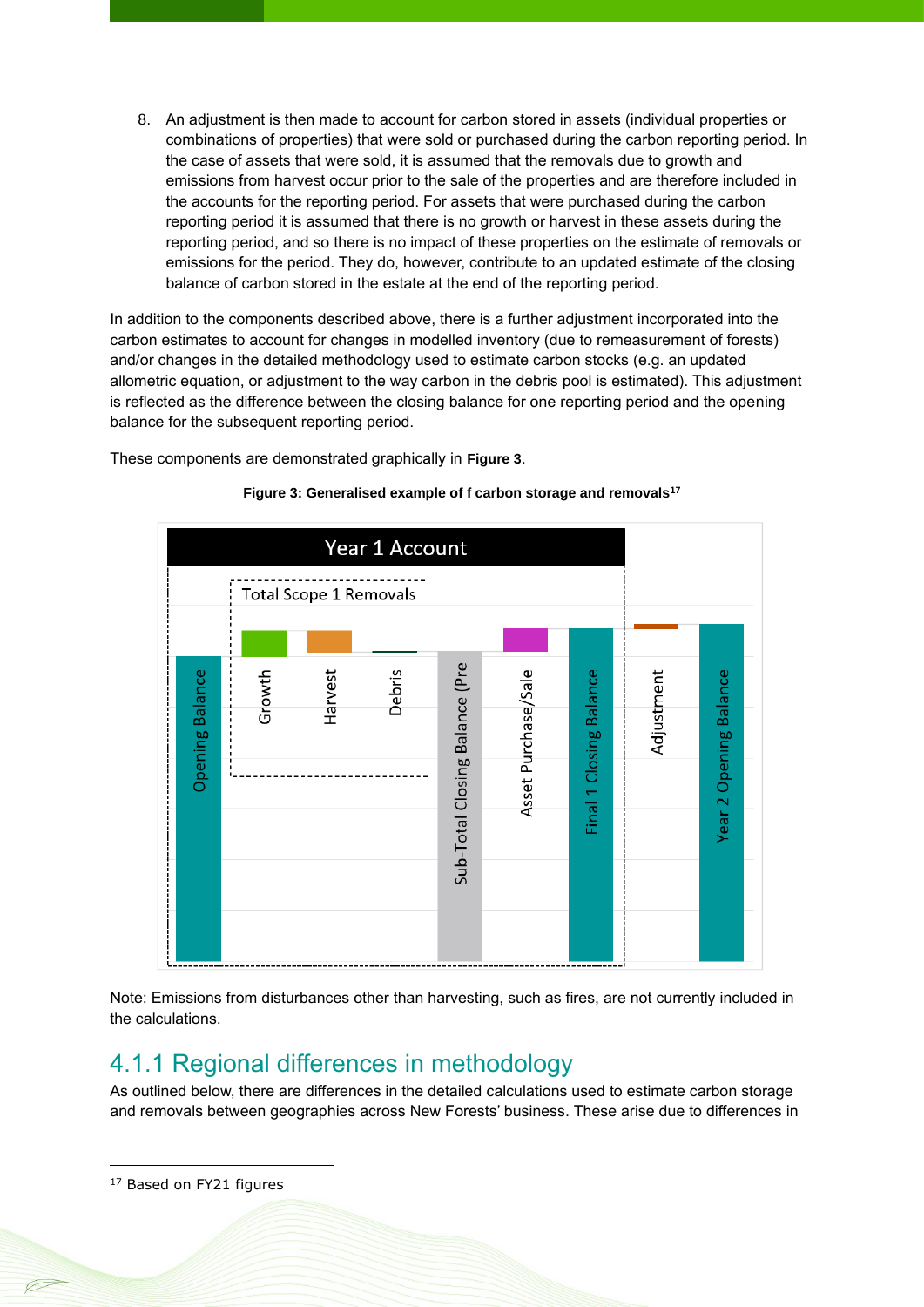8. An adjustment is then made to account for carbon stored in assets (individual properties or combinations of properties) that were sold or purchased during the carbon reporting period. In the case of assets that were sold, it is assumed that the removals due to growth and emissions from harvest occur prior to the sale of the properties and are therefore included in the accounts for the reporting period. For assets that were purchased during the carbon reporting period it is assumed that there is no growth or harvest in these assets during the reporting period, and so there is no impact of these properties on the estimate of removals or emissions for the period. They do, however, contribute to an updated estimate of the closing balance of carbon stored in the estate at the end of the reporting period.

In addition to the components described above, there is a further adjustment incorporated into the carbon estimates to account for changes in modelled inventory (due to remeasurement of forests) and/or changes in the detailed methodology used to estimate carbon stocks (e.g. an updated allometric equation, or adjustment to the way carbon in the debris pool is estimated). This adjustment is reflected as the difference between the closing balance for one reporting period and the opening balance for the subsequent reporting period.

These components are demonstrated graphically in **Figure 3**.

**Figure 3: Generalised example of f carbon storage and removals**[17]

Year 1 Account

Total Scope 1 Removals

Opening Balance | Growth | Harvest | Debris | Sub-Total Closing Balance (Pre | Asset Purchase/Sale | Final 1 Closing Balance | Adjustment | Year 2 Opening Balance

Note: Emissions from disturbances other than harvesting, such as fires, are not currently included in the calculations.

### 4.1.1 Regional differences in methodology

As outlined below, there are differences in the detailed calculations used to estimate carbon storage and removals between geographies across New Forests' business. These arise due to differences in

[17] Based on FY21 figures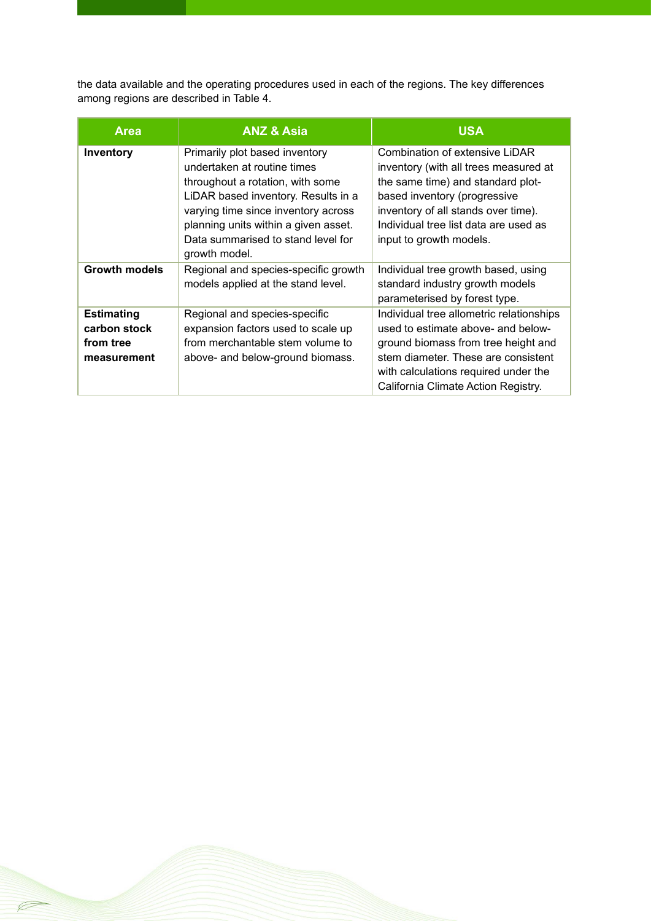the data available and the operating procedures used in each of the regions. The key differences among regions are described in Table 4.

| Area | ANZ & Asia | USA |
|---|---|---|
| **Inventory** | Primarily plot based inventory undertaken at routine times throughout a rotation, with some LiDAR based inventory. Results in a varying time since inventory across planning units within a given asset. Data summarised to stand level for growth model. | Combination of extensive LiDAR inventory (with all trees measured at the same time) and standard plot-based inventory (progressive inventory of all stands over time). Individual tree list data are used as input to growth models. |
| **Growth models** | Regional and species-specific growth models applied at the stand level. | Individual tree growth based, using standard industry growth models parameterised by forest type. |
| **Estimating carbon stock from tree measurement** | Regional and species-specific expansion factors used to scale up from merchantable stem volume to above- and below-ground biomass. | Individual tree allometric relationships used to estimate above- and below-ground biomass from tree height and stem diameter. These are consistent with calculations required under the California Climate Action Registry. |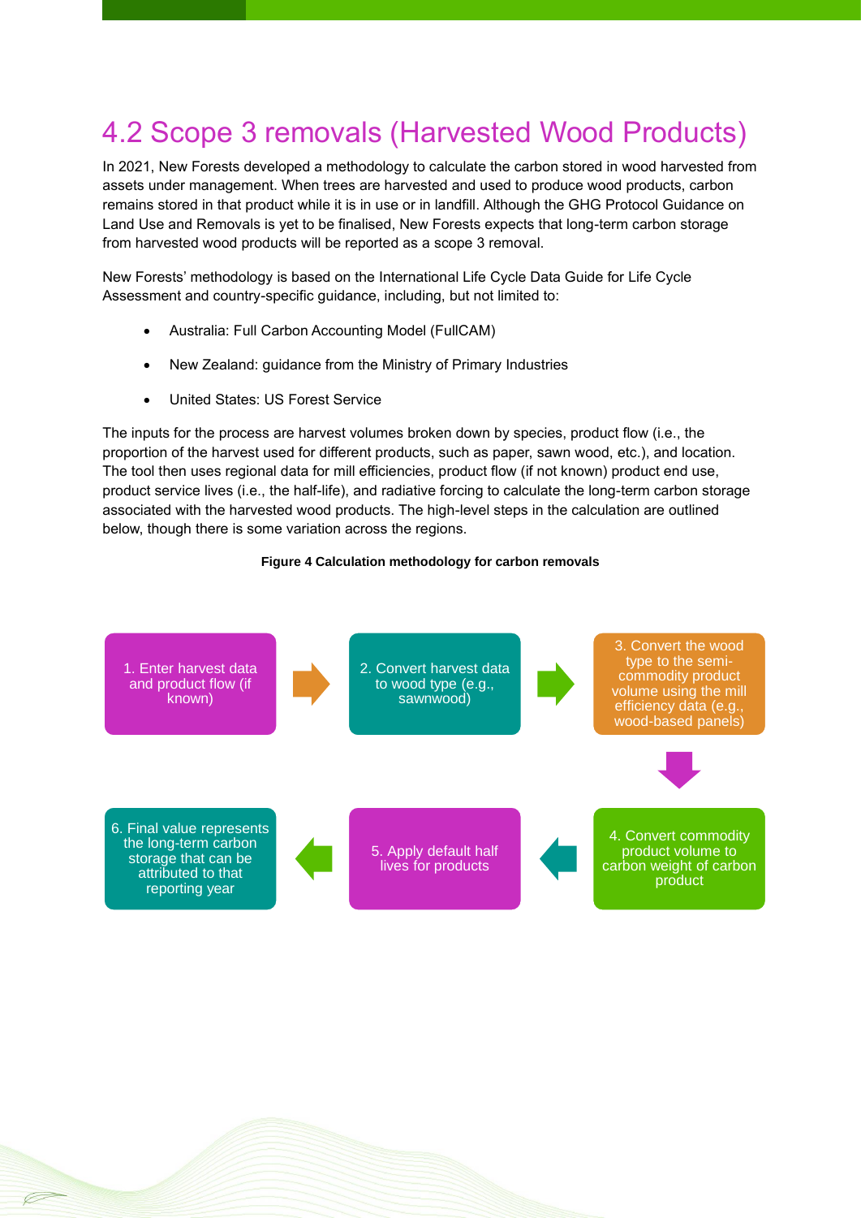## 4.2 Scope 3 removals (Harvested Wood Products)

In 2021, New Forests developed a methodology to calculate the carbon stored in wood harvested from assets under management. When trees are harvested and used to produce wood products, carbon remains stored in that product while it is in use or in landfill. Although the GHG Protocol Guidance on Land Use and Removals is yet to be finalised, New Forests expects that long-term carbon storage from harvested wood products will be reported as a scope 3 removal.

New Forests' methodology is based on the International Life Cycle Data Guide for Life Cycle Assessment and country-specific guidance, including, but not limited to:

- Australia: Full Carbon Accounting Model (FullCAM)
- New Zealand: guidance from the Ministry of Primary Industries
- United States: US Forest Service

The inputs for the process are harvest volumes broken down by species, product flow (i.e., the proportion of the harvest used for different products, such as paper, sawn wood, etc.), and location. The tool then uses regional data for mill efficiencies, product flow (if not known) product end use, product service lives (i.e., the half-life), and radiative forcing to calculate the long-term carbon storage associated with the harvested wood products. The high-level steps in the calculation are outlined below, though there is some variation across the regions.

**Figure 4 Calculation methodology for carbon removals**

1. Enter harvest data and product flow (if known)
2. Convert harvest data to wood type (e.g., sawnwood)
3. Convert the wood type to the semi-commodity product volume using the mill efficiency data (e.g., wood-based panels)
4. Convert commodity product volume to carbon weight of carbon product
5. Apply default half lives for products
6. Final value represents the long-term carbon storage that can be attributed to that reporting year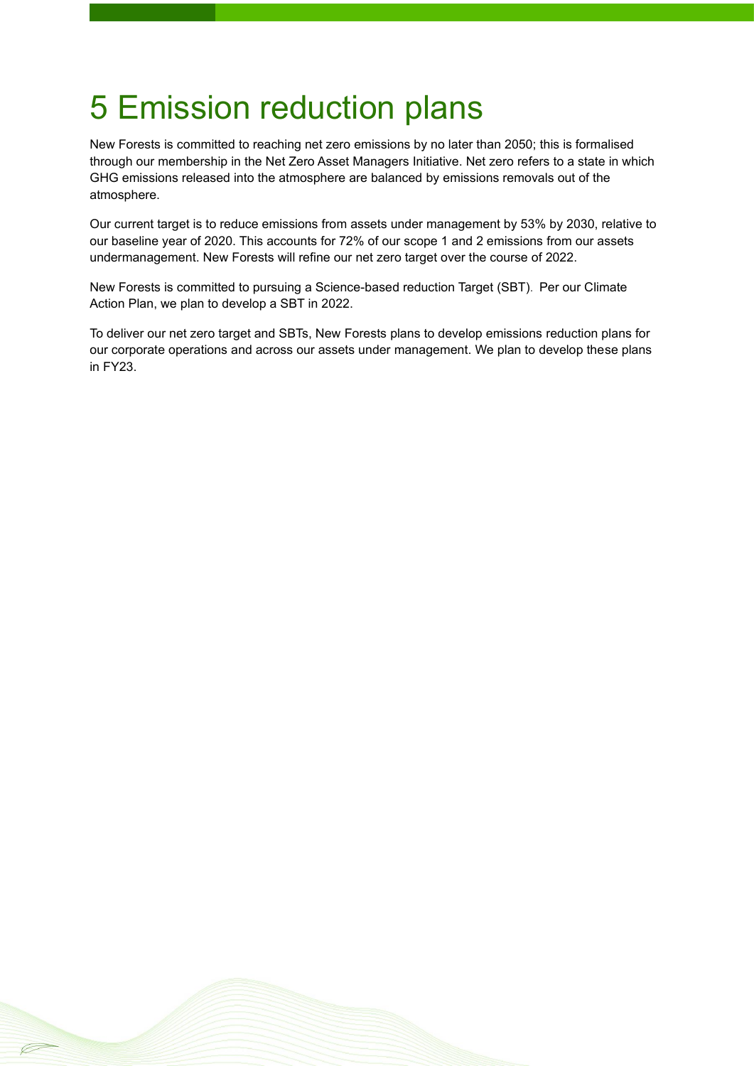# 5 Emission reduction plans

New Forests is committed to reaching net zero emissions by no later than 2050; this is formalised through our membership in the Net Zero Asset Managers Initiative. Net zero refers to a state in which GHG emissions released into the atmosphere are balanced by emissions removals out of the atmosphere.

Our current target is to reduce emissions from assets under management by 53% by 2030, relative to our baseline year of 2020. This accounts for 72% of our scope 1 and 2 emissions from our assets undermanagement. New Forests will refine our net zero target over the course of 2022.

New Forests is committed to pursuing a Science-based reduction Target (SBT). Per our Climate Action Plan, we plan to develop a SBT in 2022.

To deliver our net zero target and SBTs, New Forests plans to develop emissions reduction plans for our corporate operations and across our assets under management. We plan to develop these plans in FY23.